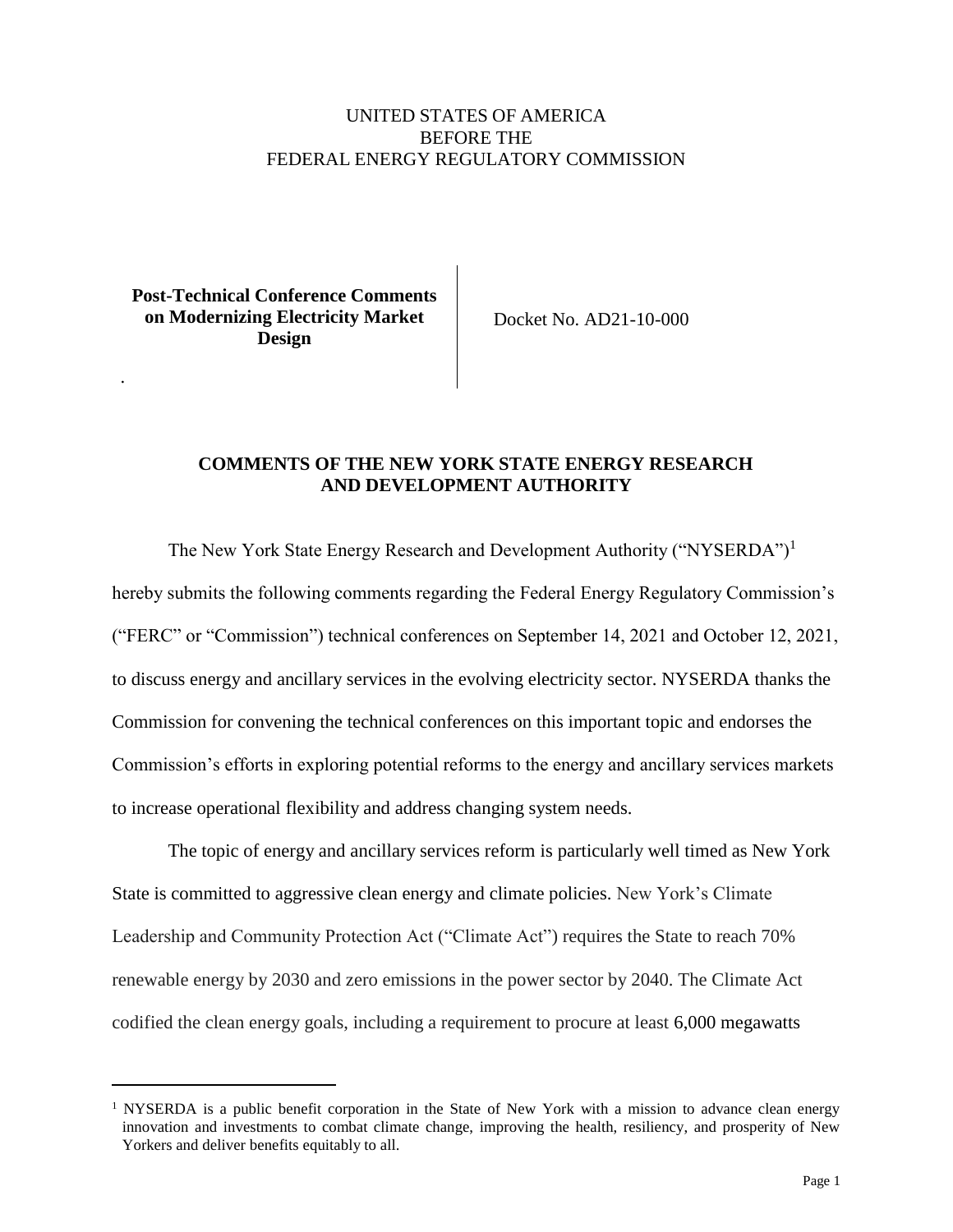UNITED STATES OF AMERICA
BEFORE THE
FEDERAL ENERGY REGULATORY COMMISSION

| **Post-Technical Conference Comments on Modernizing Electricity Market Design** | Docket No. AD21-10-000 |
|---|---|

## COMMENTS OF THE NEW YORK STATE ENERGY RESEARCH AND DEVELOPMENT AUTHORITY

The New York State Energy Research and Development Authority ("NYSERDA")[1] hereby submits the following comments regarding the Federal Energy Regulatory Commission's ("FERC" or "Commission") technical conferences on September 14, 2021 and October 12, 2021, to discuss energy and ancillary services in the evolving electricity sector. NYSERDA thanks the Commission for convening the technical conferences on this important topic and endorses the Commission's efforts in exploring potential reforms to the energy and ancillary services markets to increase operational flexibility and address changing system needs.

The topic of energy and ancillary services reform is particularly well timed as New York State is committed to aggressive clean energy and climate policies. New York's Climate Leadership and Community Protection Act ("Climate Act") requires the State to reach 70% renewable energy by 2030 and zero emissions in the power sector by 2040. The Climate Act codified the clean energy goals, including a requirement to procure at least 6,000 megawatts

[1] NYSERDA is a public benefit corporation in the State of New York with a mission to advance clean energy innovation and investments to combat climate change, improving the health, resiliency, and prosperity of New Yorkers and deliver benefits equitably to all.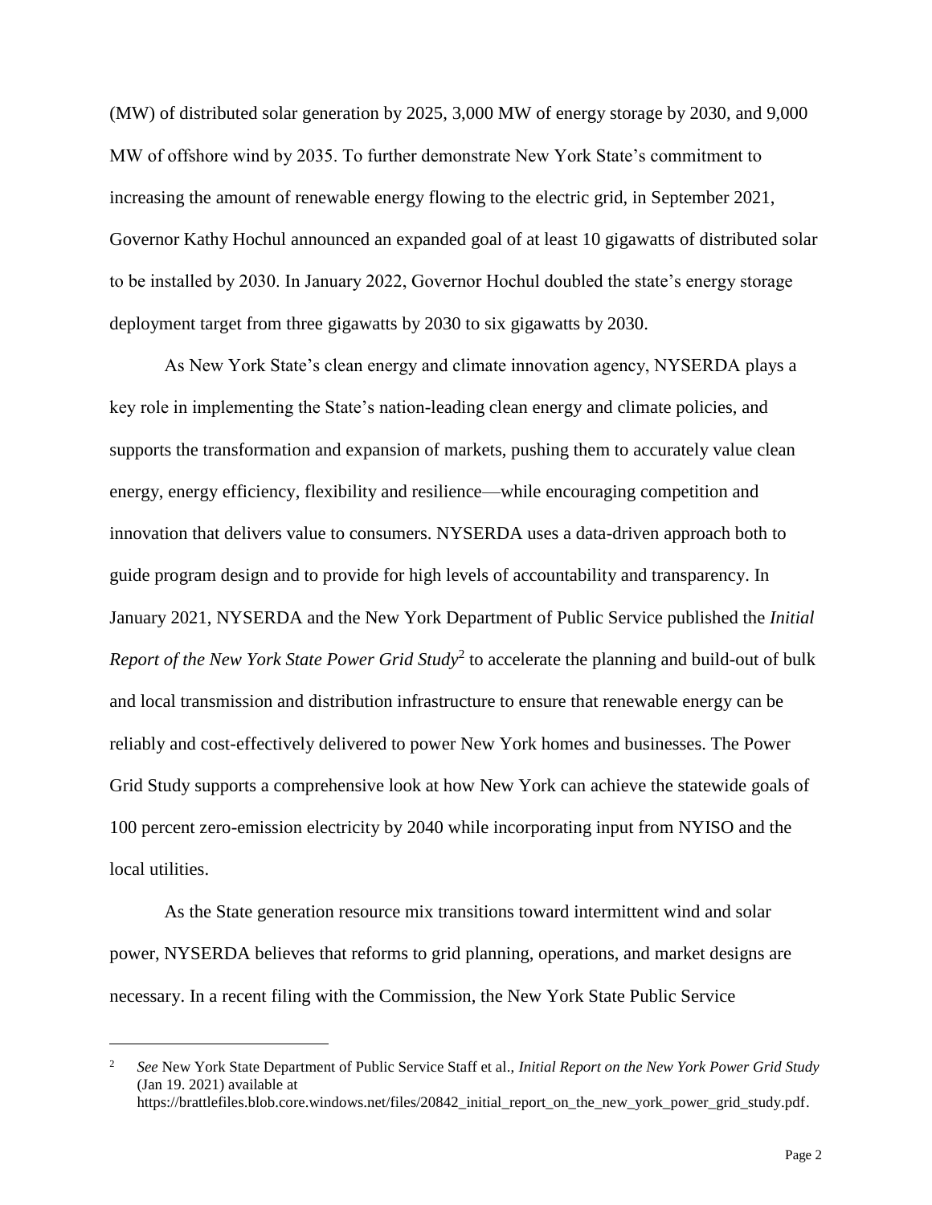(MW) of distributed solar generation by 2025, 3,000 MW of energy storage by 2030, and 9,000 MW of offshore wind by 2035. To further demonstrate New York State's commitment to increasing the amount of renewable energy flowing to the electric grid, in September 2021, Governor Kathy Hochul announced an expanded goal of at least 10 gigawatts of distributed solar to be installed by 2030. In January 2022, Governor Hochul doubled the state's energy storage deployment target from three gigawatts by 2030 to six gigawatts by 2030.

As New York State's clean energy and climate innovation agency, NYSERDA plays a key role in implementing the State's nation-leading clean energy and climate policies, and supports the transformation and expansion of markets, pushing them to accurately value clean energy, energy efficiency, flexibility and resilience—while encouraging competition and innovation that delivers value to consumers. NYSERDA uses a data-driven approach both to guide program design and to provide for high levels of accountability and transparency. In January 2021, NYSERDA and the New York Department of Public Service published the *Initial Report of the New York State Power Grid Study*[2] to accelerate the planning and build-out of bulk and local transmission and distribution infrastructure to ensure that renewable energy can be reliably and cost-effectively delivered to power New York homes and businesses. The Power Grid Study supports a comprehensive look at how New York can achieve the statewide goals of 100 percent zero-emission electricity by 2040 while incorporating input from NYISO and the local utilities.

As the State generation resource mix transitions toward intermittent wind and solar power, NYSERDA believes that reforms to grid planning, operations, and market designs are necessary. In a recent filing with the Commission, the New York State Public Service

---

[2] *See* New York State Department of Public Service Staff et al., *Initial Report on the New York Power Grid Study* (Jan 19. 2021) available at https://brattlefiles.blob.core.windows.net/files/20842_initial_report_on_the_new_york_power_grid_study.pdf.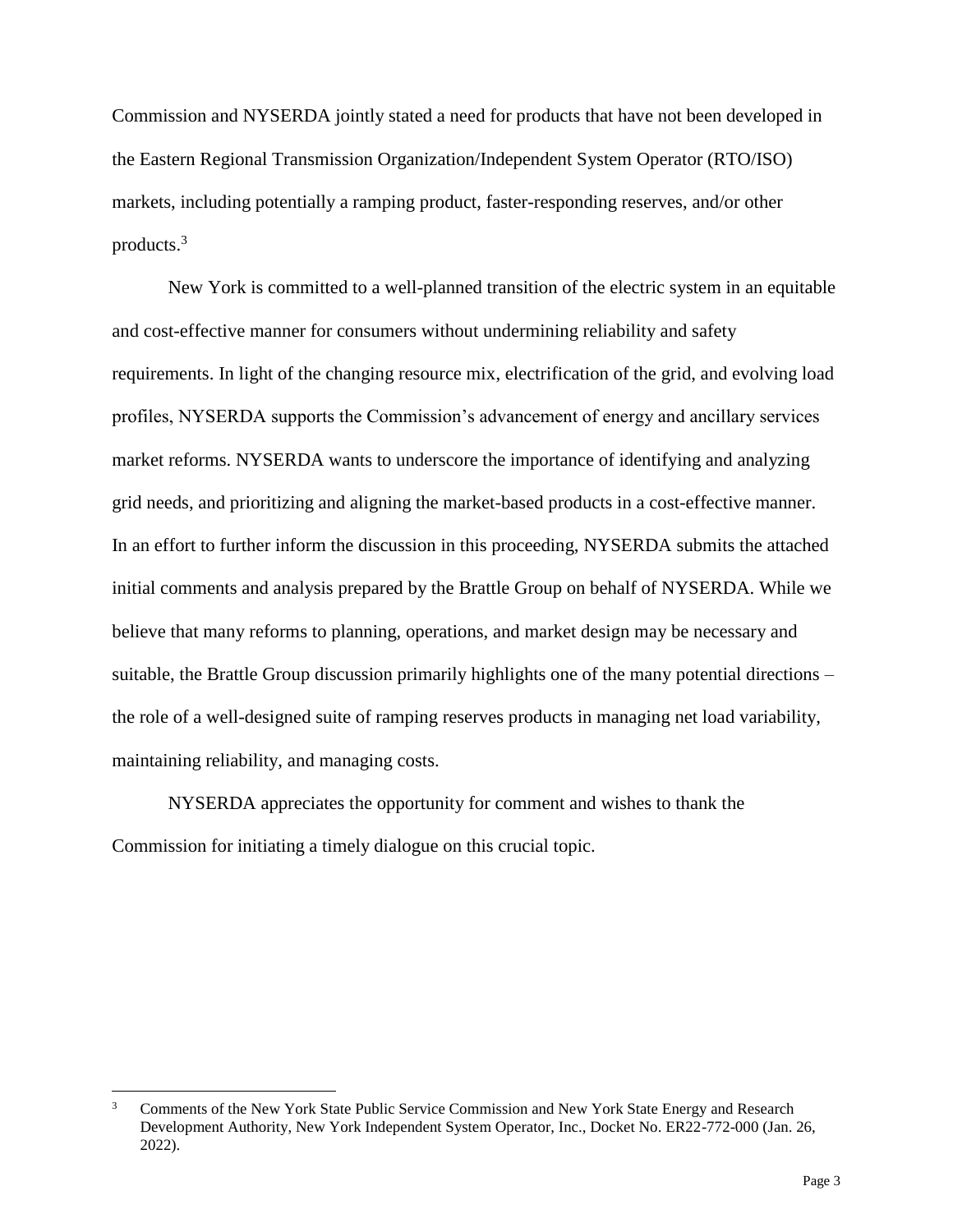Commission and NYSERDA jointly stated a need for products that have not been developed in the Eastern Regional Transmission Organization/Independent System Operator (RTO/ISO) markets, including potentially a ramping product, faster-responding reserves, and/or other products.[3]

New York is committed to a well-planned transition of the electric system in an equitable and cost-effective manner for consumers without undermining reliability and safety requirements. In light of the changing resource mix, electrification of the grid, and evolving load profiles, NYSERDA supports the Commission's advancement of energy and ancillary services market reforms. NYSERDA wants to underscore the importance of identifying and analyzing grid needs, and prioritizing and aligning the market-based products in a cost-effective manner. In an effort to further inform the discussion in this proceeding, NYSERDA submits the attached initial comments and analysis prepared by the Brattle Group on behalf of NYSERDA. While we believe that many reforms to planning, operations, and market design may be necessary and suitable, the Brattle Group discussion primarily highlights one of the many potential directions – the role of a well-designed suite of ramping reserves products in managing net load variability, maintaining reliability, and managing costs.

NYSERDA appreciates the opportunity for comment and wishes to thank the Commission for initiating a timely dialogue on this crucial topic.

---

[3] Comments of the New York State Public Service Commission and New York State Energy and Research Development Authority, New York Independent System Operator, Inc., Docket No. ER22-772-000 (Jan. 26, 2022).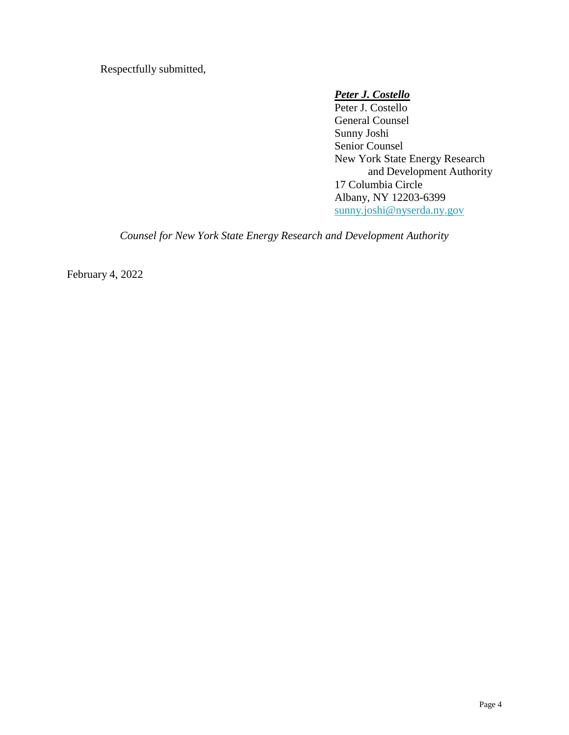Respectfully submitted,

***Peter J. Costello***
Peter J. Costello
General Counsel
Sunny Joshi
Senior Counsel
New York State Energy Research
and Development Authority
17 Columbia Circle
Albany, NY 12203-6399
sunny.joshi@nyserda.ny.gov

*Counsel for New York State Energy Research and Development Authority*

February 4, 2022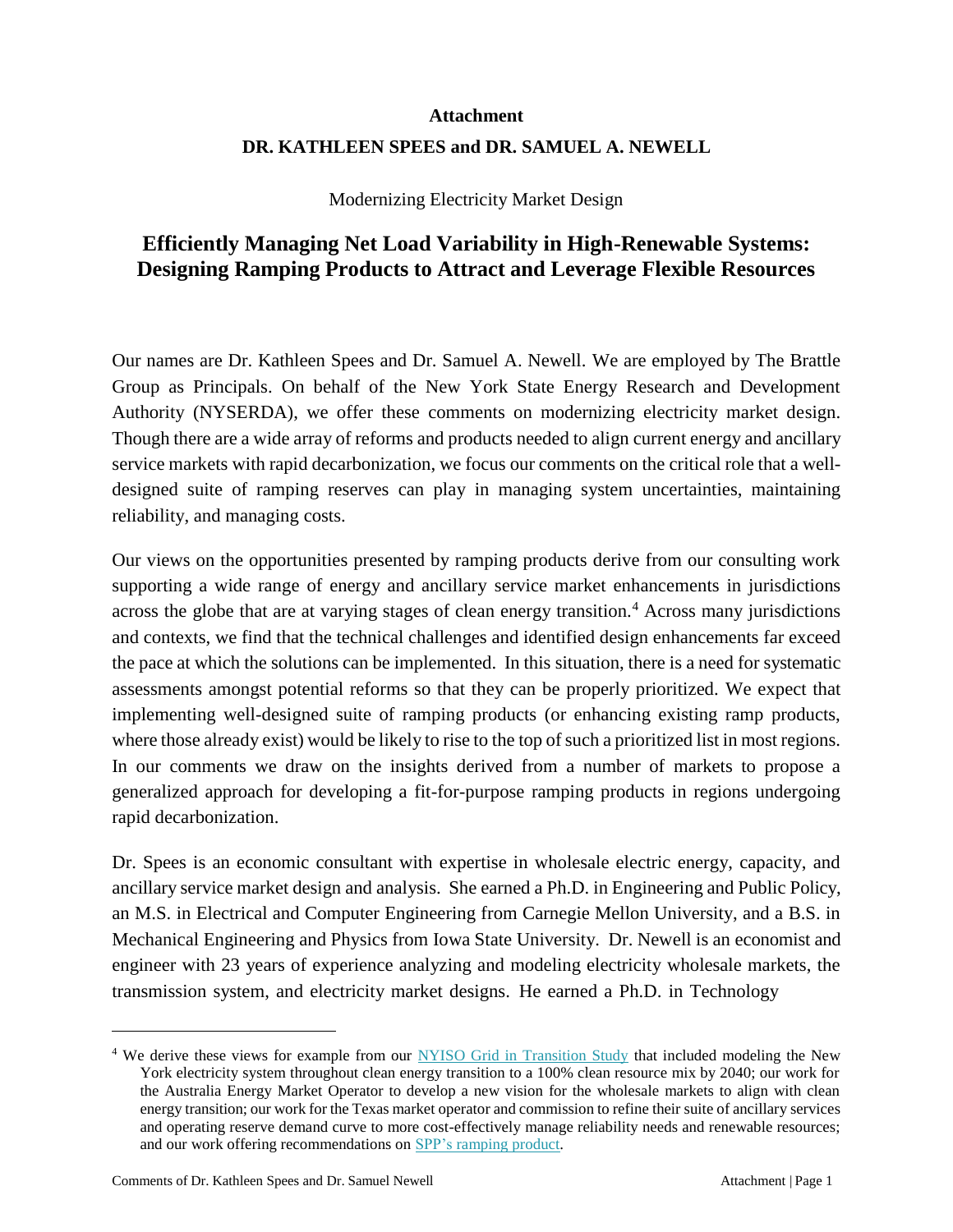**Attachment**

**DR. KATHLEEN SPEES and DR. SAMUEL A. NEWELL**

Modernizing Electricity Market Design

## Efficiently Managing Net Load Variability in High-Renewable Systems: Designing Ramping Products to Attract and Leverage Flexible Resources

Our names are Dr. Kathleen Spees and Dr. Samuel A. Newell. We are employed by The Brattle Group as Principals. On behalf of the New York State Energy Research and Development Authority (NYSERDA), we offer these comments on modernizing electricity market design. Though there are a wide array of reforms and products needed to align current energy and ancillary service markets with rapid decarbonization, we focus our comments on the critical role that a well-designed suite of ramping reserves can play in managing system uncertainties, maintaining reliability, and managing costs.

Our views on the opportunities presented by ramping products derive from our consulting work supporting a wide range of energy and ancillary service market enhancements in jurisdictions across the globe that are at varying stages of clean energy transition.[4] Across many jurisdictions and contexts, we find that the technical challenges and identified design enhancements far exceed the pace at which the solutions can be implemented. In this situation, there is a need for systematic assessments amongst potential reforms so that they can be properly prioritized. We expect that implementing well-designed suite of ramping products (or enhancing existing ramp products, where those already exist) would be likely to rise to the top of such a prioritized list in most regions. In our comments we draw on the insights derived from a number of markets to propose a generalized approach for developing a fit-for-purpose ramping products in regions undergoing rapid decarbonization.

Dr. Spees is an economic consultant with expertise in wholesale electric energy, capacity, and ancillary service market design and analysis. She earned a Ph.D. in Engineering and Public Policy, an M.S. in Electrical and Computer Engineering from Carnegie Mellon University, and a B.S. in Mechanical Engineering and Physics from Iowa State University. Dr. Newell is an economist and engineer with 23 years of experience analyzing and modeling electricity wholesale markets, the transmission system, and electricity market designs. He earned a Ph.D. in Technology

---

[4] We derive these views for example from our NYISO Grid in Transition Study that included modeling the New York electricity system throughout clean energy transition to a 100% clean resource mix by 2040; our work for the Australia Energy Market Operator to develop a new vision for the wholesale markets to align with clean energy transition; our work for the Texas market operator and commission to refine their suite of ancillary services and operating reserve demand curve to more cost-effectively manage reliability needs and renewable resources; and our work offering recommendations on SPP's ramping product.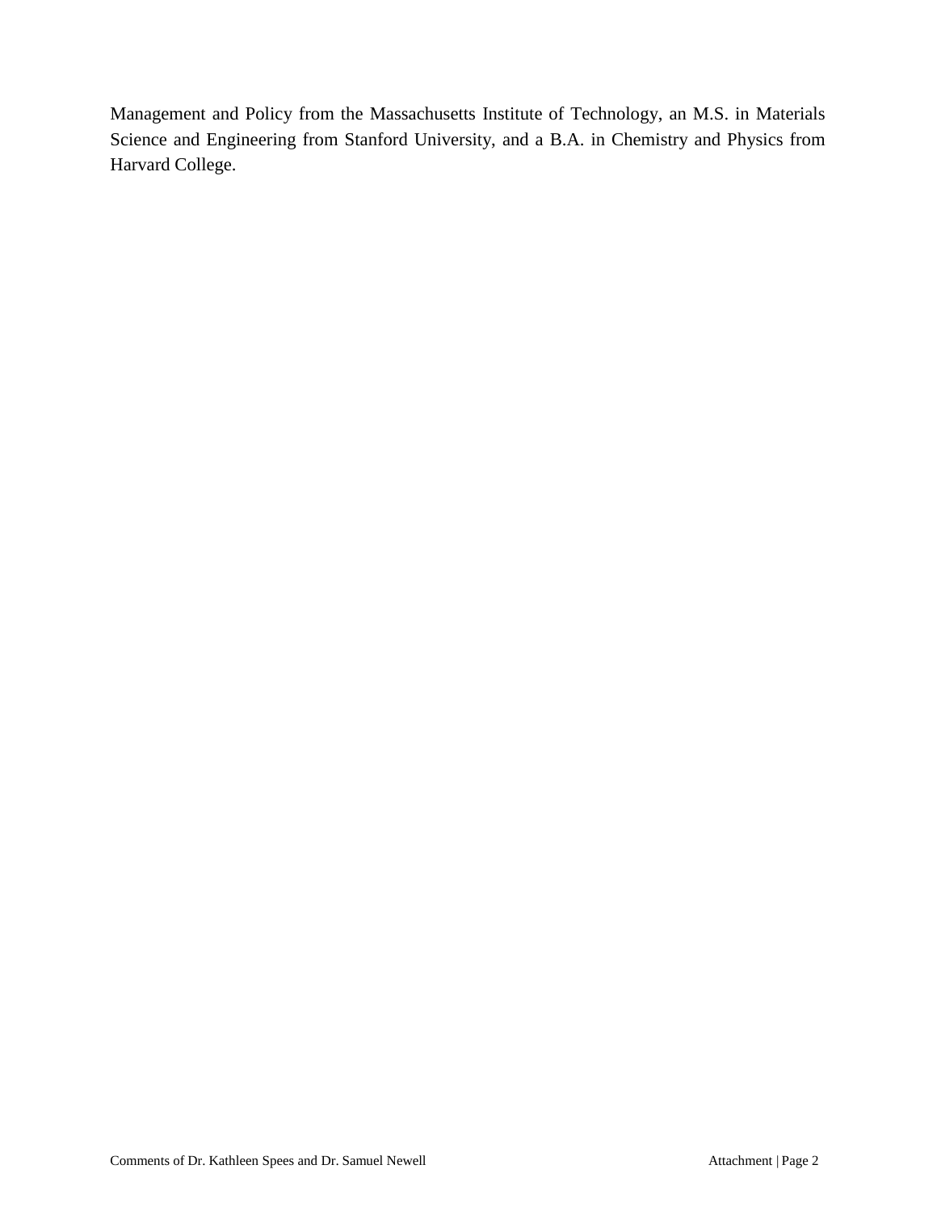Management and Policy from the Massachusetts Institute of Technology, an M.S. in Materials Science and Engineering from Stanford University, and a B.A. in Chemistry and Physics from Harvard College.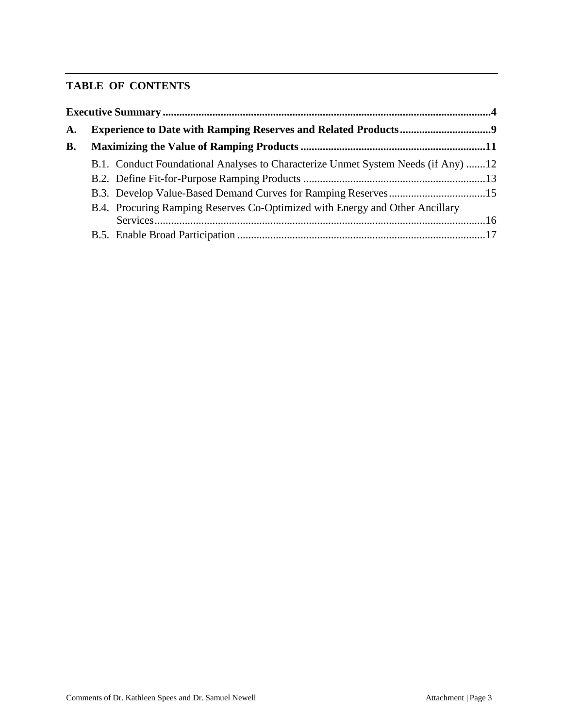## TABLE OF CONTENTS

**Executive Summary** .......................................................................................................................4

**A. Experience to Date with Ramping Reserves and Related Products**.................................9

**B. Maximizing the Value of Ramping Products** ...................................................................11

- B.1. Conduct Foundational Analyses to Characterize Unmet System Needs (if Any) .......12
- B.2. Define Fit-for-Purpose Ramping Products .................................................................13
- B.3. Develop Value-Based Demand Curves for Ramping Reserves...................................15
- B.4. Procuring Ramping Reserves Co-Optimized with Energy and Other Ancillary Services........................................................................................................................16
- B.5. Enable Broad Participation ..........................................................................................17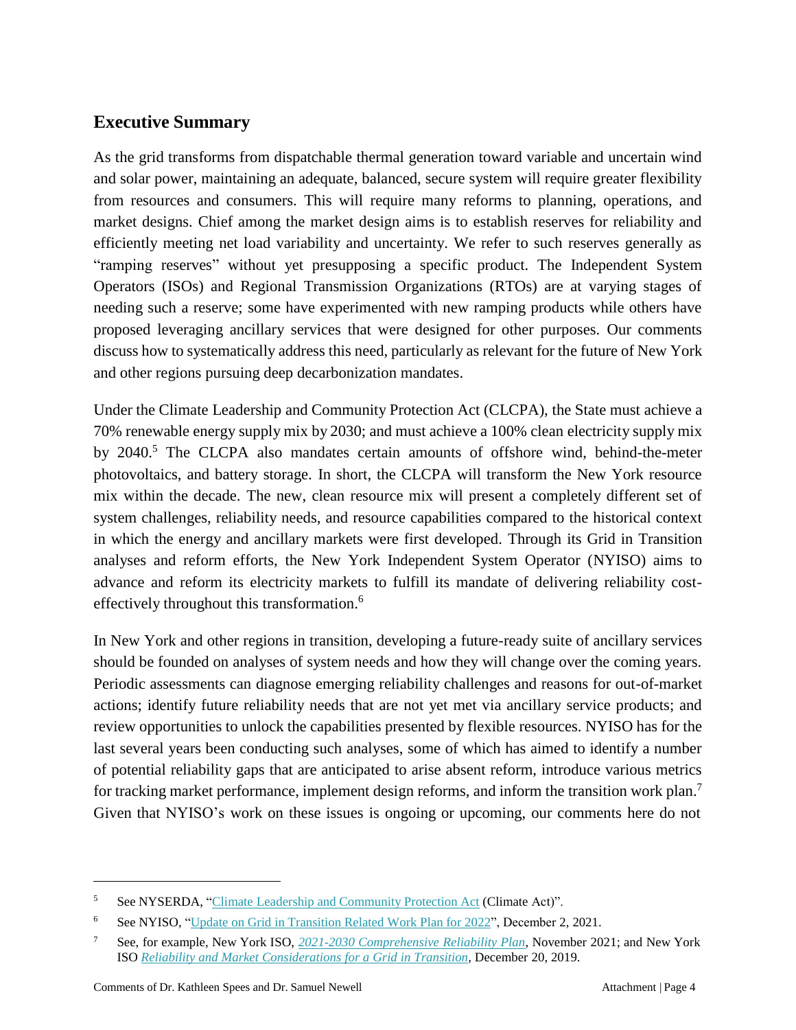## Executive Summary

As the grid transforms from dispatchable thermal generation toward variable and uncertain wind and solar power, maintaining an adequate, balanced, secure system will require greater flexibility from resources and consumers. This will require many reforms to planning, operations, and market designs. Chief among the market design aims is to establish reserves for reliability and efficiently meeting net load variability and uncertainty. We refer to such reserves generally as "ramping reserves" without yet presupposing a specific product. The Independent System Operators (ISOs) and Regional Transmission Organizations (RTOs) are at varying stages of needing such a reserve; some have experimented with new ramping products while others have proposed leveraging ancillary services that were designed for other purposes. Our comments discuss how to systematically address this need, particularly as relevant for the future of New York and other regions pursuing deep decarbonization mandates.

Under the Climate Leadership and Community Protection Act (CLCPA), the State must achieve a 70% renewable energy supply mix by 2030; and must achieve a 100% clean electricity supply mix by 2040.[5] The CLCPA also mandates certain amounts of offshore wind, behind-the-meter photovoltaics, and battery storage. In short, the CLCPA will transform the New York resource mix within the decade. The new, clean resource mix will present a completely different set of system challenges, reliability needs, and resource capabilities compared to the historical context in which the energy and ancillary markets were first developed. Through its Grid in Transition analyses and reform efforts, the New York Independent System Operator (NYISO) aims to advance and reform its electricity markets to fulfill its mandate of delivering reliability cost-effectively throughout this transformation.[6]

In New York and other regions in transition, developing a future-ready suite of ancillary services should be founded on analyses of system needs and how they will change over the coming years. Periodic assessments can diagnose emerging reliability challenges and reasons for out-of-market actions; identify future reliability needs that are not yet met via ancillary service products; and review opportunities to unlock the capabilities presented by flexible resources. NYISO has for the last several years been conducting such analyses, some of which has aimed to identify a number of potential reliability gaps that are anticipated to arise absent reform, introduce various metrics for tracking market performance, implement design reforms, and inform the transition work plan.[7] Given that NYISO's work on these issues is ongoing or upcoming, our comments here do not

---

[5] See NYSERDA, "Climate Leadership and Community Protection Act (Climate Act)".

[6] See NYISO, "Update on Grid in Transition Related Work Plan for 2022", December 2, 2021.

[7] See, for example, New York ISO, *2021-2030 Comprehensive Reliability Plan*, November 2021; and New York ISO *Reliability and Market Considerations for a Grid in Transition*, December 20, 2019.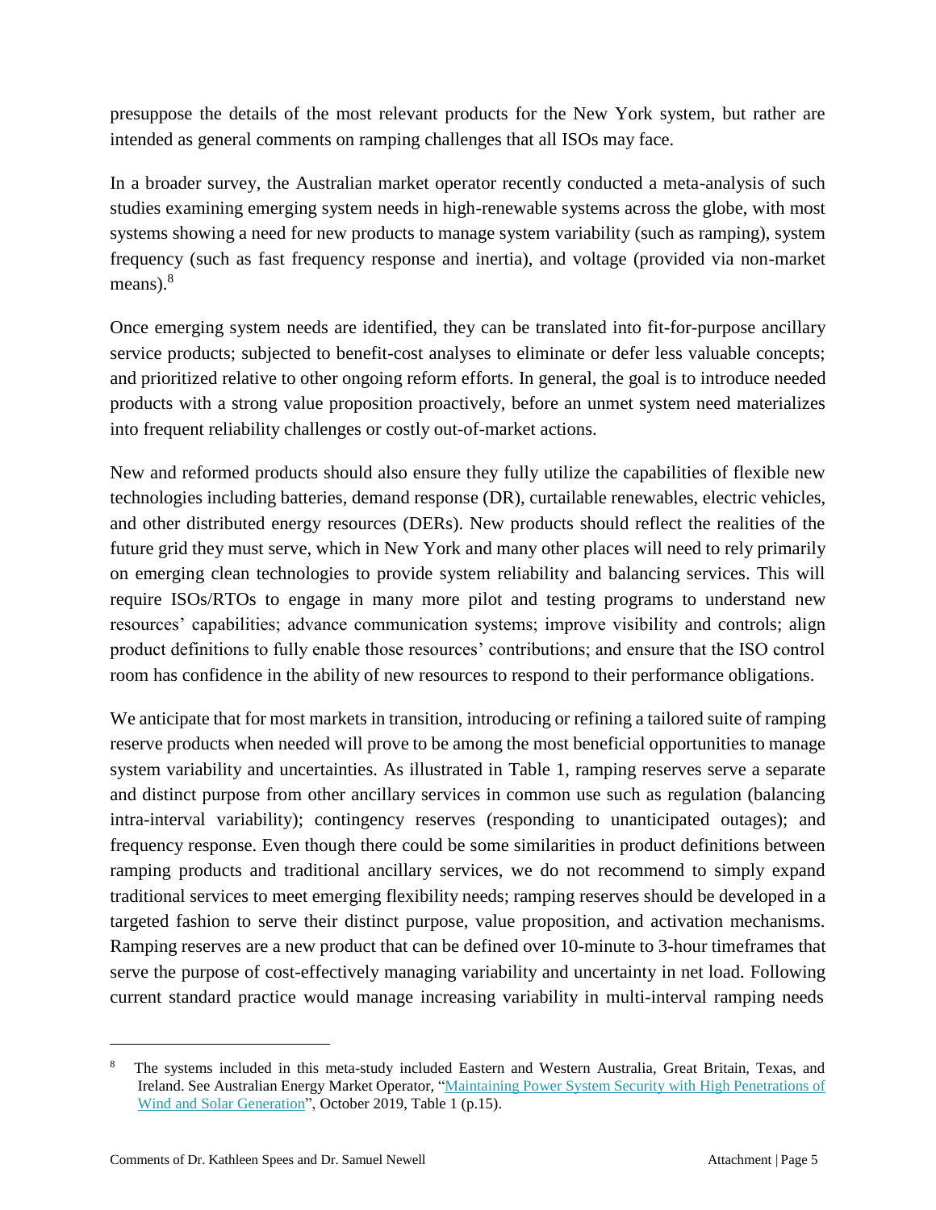presuppose the details of the most relevant products for the New York system, but rather are intended as general comments on ramping challenges that all ISOs may face.

In a broader survey, the Australian market operator recently conducted a meta-analysis of such studies examining emerging system needs in high-renewable systems across the globe, with most systems showing a need for new products to manage system variability (such as ramping), system frequency (such as fast frequency response and inertia), and voltage (provided via non-market means).[8]

Once emerging system needs are identified, they can be translated into fit-for-purpose ancillary service products; subjected to benefit-cost analyses to eliminate or defer less valuable concepts; and prioritized relative to other ongoing reform efforts. In general, the goal is to introduce needed products with a strong value proposition proactively, before an unmet system need materializes into frequent reliability challenges or costly out-of-market actions.

New and reformed products should also ensure they fully utilize the capabilities of flexible new technologies including batteries, demand response (DR), curtailable renewables, electric vehicles, and other distributed energy resources (DERs). New products should reflect the realities of the future grid they must serve, which in New York and many other places will need to rely primarily on emerging clean technologies to provide system reliability and balancing services. This will require ISOs/RTOs to engage in many more pilot and testing programs to understand new resources' capabilities; advance communication systems; improve visibility and controls; align product definitions to fully enable those resources' contributions; and ensure that the ISO control room has confidence in the ability of new resources to respond to their performance obligations.

We anticipate that for most markets in transition, introducing or refining a tailored suite of ramping reserve products when needed will prove to be among the most beneficial opportunities to manage system variability and uncertainties. As illustrated in Table 1, ramping reserves serve a separate and distinct purpose from other ancillary services in common use such as regulation (balancing intra-interval variability); contingency reserves (responding to unanticipated outages); and frequency response. Even though there could be some similarities in product definitions between ramping products and traditional ancillary services, we do not recommend to simply expand traditional services to meet emerging flexibility needs; ramping reserves should be developed in a targeted fashion to serve their distinct purpose, value proposition, and activation mechanisms. Ramping reserves are a new product that can be defined over 10-minute to 3-hour timeframes that serve the purpose of cost-effectively managing variability and uncertainty in net load. Following current standard practice would manage increasing variability in multi-interval ramping needs

[8] The systems included in this meta-study included Eastern and Western Australia, Great Britain, Texas, and Ireland. See Australian Energy Market Operator, "Maintaining Power System Security with High Penetrations of Wind and Solar Generation", October 2019, Table 1 (p.15).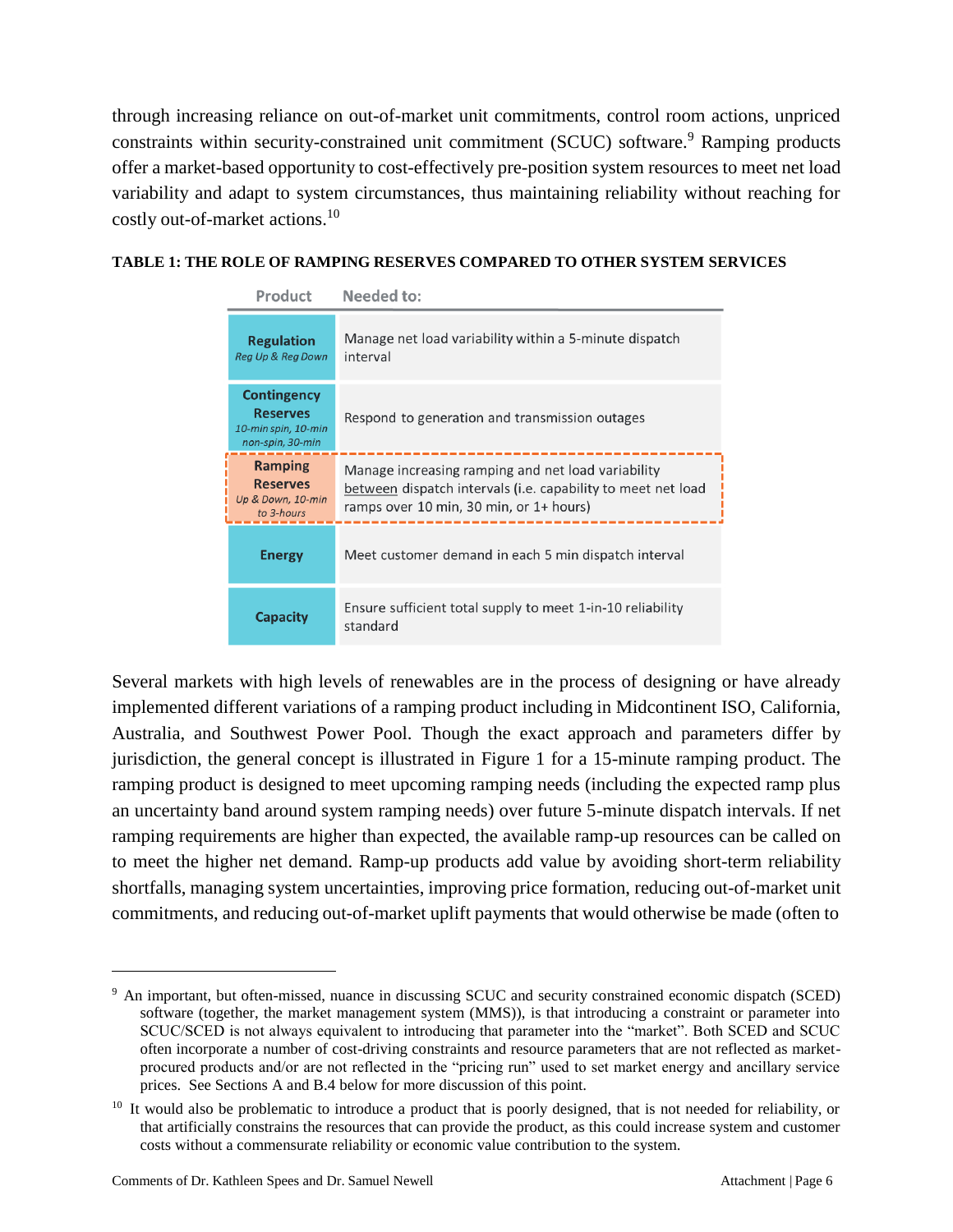through increasing reliance on out-of-market unit commitments, control room actions, unpriced constraints within security-constrained unit commitment (SCUC) software.[9] Ramping products offer a market-based opportunity to cost-effectively pre-position system resources to meet net load variability and adapt to system circumstances, thus maintaining reliability without reaching for costly out-of-market actions.[10]

**TABLE 1: THE ROLE OF RAMPING RESERVES COMPARED TO OTHER SYSTEM SERVICES**

| Product | Needed to: |
|---|---|
| **Regulation** *Reg Up & Reg Down* | Manage net load variability within a 5-minute dispatch interval |
| **Contingency Reserves** *10-min spin, 10-min non-spin, 30-min* | Respond to generation and transmission outages |
| **Ramping Reserves** *Up & Down, 10-min to 3-hours* | Manage increasing ramping and net load variability between dispatch intervals (i.e. capability to meet net load ramps over 10 min, 30 min, or 1+ hours) |
| **Energy** | Meet customer demand in each 5 min dispatch interval |
| **Capacity** | Ensure sufficient total supply to meet 1-in-10 reliability standard |

Several markets with high levels of renewables are in the process of designing or have already implemented different variations of a ramping product including in Midcontinent ISO, California, Australia, and Southwest Power Pool. Though the exact approach and parameters differ by jurisdiction, the general concept is illustrated in Figure 1 for a 15-minute ramping product. The ramping product is designed to meet upcoming ramping needs (including the expected ramp plus an uncertainty band around system ramping needs) over future 5-minute dispatch intervals. If net ramping requirements are higher than expected, the available ramp-up resources can be called on to meet the higher net demand. Ramp-up products add value by avoiding short-term reliability shortfalls, managing system uncertainties, improving price formation, reducing out-of-market unit commitments, and reducing out-of-market uplift payments that would otherwise be made (often to

---

[9] An important, but often-missed, nuance in discussing SCUC and security constrained economic dispatch (SCED) software (together, the market management system (MMS)), is that introducing a constraint or parameter into SCUC/SCED is not always equivalent to introducing that parameter into the "market". Both SCED and SCUC often incorporate a number of cost-driving constraints and resource parameters that are not reflected as market-procured products and/or are not reflected in the "pricing run" used to set market energy and ancillary service prices. See Sections A and B.4 below for more discussion of this point.

[10] It would also be problematic to introduce a product that is poorly designed, that is not needed for reliability, or that artificially constrains the resources that can provide the product, as this could increase system and customer costs without a commensurate reliability or economic value contribution to the system.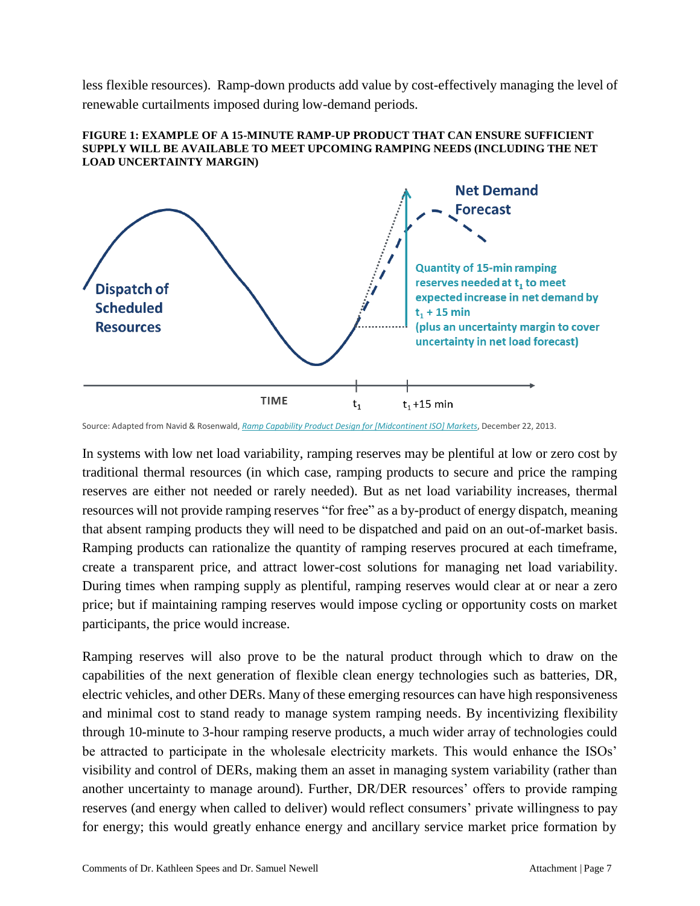less flexible resources). Ramp-down products add value by cost-effectively managing the level of renewable curtailments imposed during low-demand periods.

**FIGURE 1: EXAMPLE OF A 15-MINUTE RAMP-UP PRODUCT THAT CAN ENSURE SUFFICIENT SUPPLY WILL BE AVAILABLE TO MEET UPCOMING RAMPING NEEDS (INCLUDING THE NET LOAD UNCERTAINTY MARGIN)**

Source: Adapted from Navid & Rosenwald, *Ramp Capability Product Design for [Midcontinent ISO] Markets*, December 22, 2013.

In systems with low net load variability, ramping reserves may be plentiful at low or zero cost by traditional thermal resources (in which case, ramping products to secure and price the ramping reserves are either not needed or rarely needed). But as net load variability increases, thermal resources will not provide ramping reserves "for free" as a by-product of energy dispatch, meaning that absent ramping products they will need to be dispatched and paid on an out-of-market basis. Ramping products can rationalize the quantity of ramping reserves procured at each timeframe, create a transparent price, and attract lower-cost solutions for managing net load variability. During times when ramping supply as plentiful, ramping reserves would clear at or near a zero price; but if maintaining ramping reserves would impose cycling or opportunity costs on market participants, the price would increase.

Ramping reserves will also prove to be the natural product through which to draw on the capabilities of the next generation of flexible clean energy technologies such as batteries, DR, electric vehicles, and other DERs. Many of these emerging resources can have high responsiveness and minimal cost to stand ready to manage system ramping needs. By incentivizing flexibility through 10-minute to 3-hour ramping reserve products, a much wider array of technologies could be attracted to participate in the wholesale electricity markets. This would enhance the ISOs' visibility and control of DERs, making them an asset in managing system variability (rather than another uncertainty to manage around). Further, DR/DER resources' offers to provide ramping reserves (and energy when called to deliver) would reflect consumers' private willingness to pay for energy; this would greatly enhance energy and ancillary service market price formation by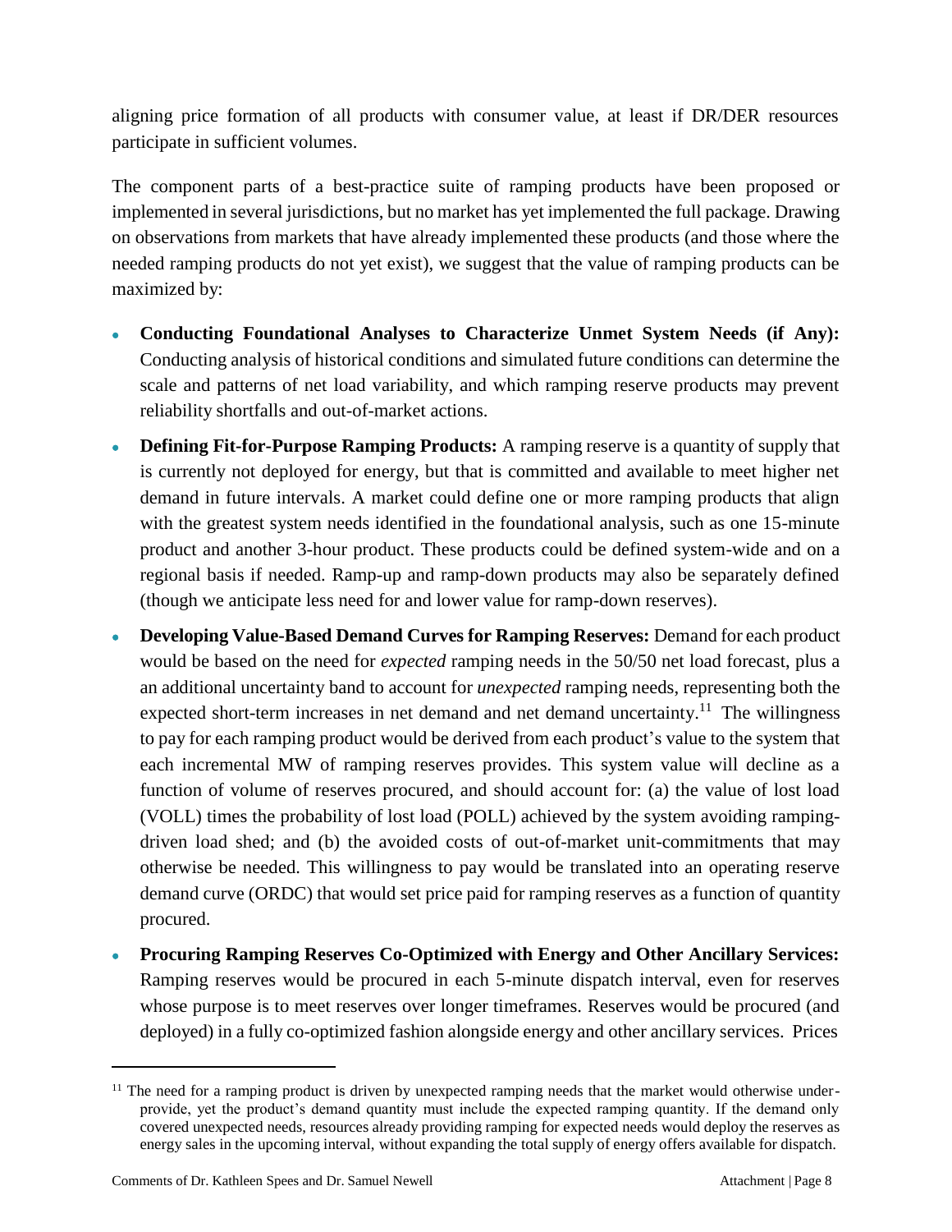aligning price formation of all products with consumer value, at least if DR/DER resources participate in sufficient volumes.

The component parts of a best-practice suite of ramping products have been proposed or implemented in several jurisdictions, but no market has yet implemented the full package. Drawing on observations from markets that have already implemented these products (and those where the needed ramping products do not yet exist), we suggest that the value of ramping products can be maximized by:

- **Conducting Foundational Analyses to Characterize Unmet System Needs (if Any):** Conducting analysis of historical conditions and simulated future conditions can determine the scale and patterns of net load variability, and which ramping reserve products may prevent reliability shortfalls and out-of-market actions.
- **Defining Fit-for-Purpose Ramping Products:** A ramping reserve is a quantity of supply that is currently not deployed for energy, but that is committed and available to meet higher net demand in future intervals. A market could define one or more ramping products that align with the greatest system needs identified in the foundational analysis, such as one 15-minute product and another 3-hour product. These products could be defined system-wide and on a regional basis if needed. Ramp-up and ramp-down products may also be separately defined (though we anticipate less need for and lower value for ramp-down reserves).
- **Developing Value-Based Demand Curves for Ramping Reserves:** Demand for each product would be based on the need for *expected* ramping needs in the 50/50 net load forecast, plus a an additional uncertainty band to account for *unexpected* ramping needs, representing both the expected short-term increases in net demand and net demand uncertainty.[11] The willingness to pay for each ramping product would be derived from each product's value to the system that each incremental MW of ramping reserves provides. This system value will decline as a function of volume of reserves procured, and should account for: (a) the value of lost load (VOLL) times the probability of lost load (POLL) achieved by the system avoiding ramping-driven load shed; and (b) the avoided costs of out-of-market unit-commitments that may otherwise be needed. This willingness to pay would be translated into an operating reserve demand curve (ORDC) that would set price paid for ramping reserves as a function of quantity procured.
- **Procuring Ramping Reserves Co-Optimized with Energy and Other Ancillary Services:** Ramping reserves would be procured in each 5-minute dispatch interval, even for reserves whose purpose is to meet reserves over longer timeframes. Reserves would be procured (and deployed) in a fully co-optimized fashion alongside energy and other ancillary services. Prices

---

[11] The need for a ramping product is driven by unexpected ramping needs that the market would otherwise under-provide, yet the product's demand quantity must include the expected ramping quantity. If the demand only covered unexpected needs, resources already providing ramping for expected needs would deploy the reserves as energy sales in the upcoming interval, without expanding the total supply of energy offers available for dispatch.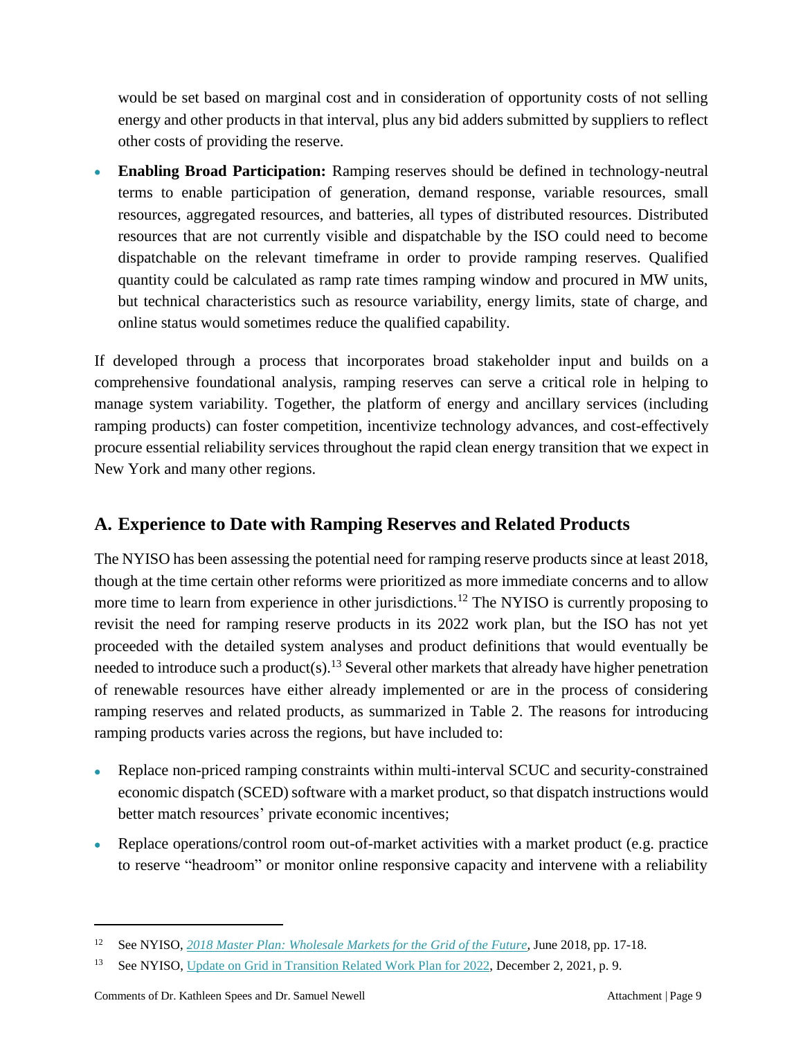would be set based on marginal cost and in consideration of opportunity costs of not selling energy and other products in that interval, plus any bid adders submitted by suppliers to reflect other costs of providing the reserve.

- **Enabling Broad Participation:** Ramping reserves should be defined in technology-neutral terms to enable participation of generation, demand response, variable resources, small resources, aggregated resources, and batteries, all types of distributed resources. Distributed resources that are not currently visible and dispatchable by the ISO could need to become dispatchable on the relevant timeframe in order to provide ramping reserves. Qualified quantity could be calculated as ramp rate times ramping window and procured in MW units, but technical characteristics such as resource variability, energy limits, state of charge, and online status would sometimes reduce the qualified capability.

If developed through a process that incorporates broad stakeholder input and builds on a comprehensive foundational analysis, ramping reserves can serve a critical role in helping to manage system variability. Together, the platform of energy and ancillary services (including ramping products) can foster competition, incentivize technology advances, and cost-effectively procure essential reliability services throughout the rapid clean energy transition that we expect in New York and many other regions.

## A. Experience to Date with Ramping Reserves and Related Products

The NYISO has been assessing the potential need for ramping reserve products since at least 2018, though at the time certain other reforms were prioritized as more immediate concerns and to allow more time to learn from experience in other jurisdictions.[12] The NYISO is currently proposing to revisit the need for ramping reserve products in its 2022 work plan, but the ISO has not yet proceeded with the detailed system analyses and product definitions that would eventually be needed to introduce such a product(s).[13] Several other markets that already have higher penetration of renewable resources have either already implemented or are in the process of considering ramping reserves and related products, as summarized in Table 2. The reasons for introducing ramping products varies across the regions, but have included to:

- Replace non-priced ramping constraints within multi-interval SCUC and security-constrained economic dispatch (SCED) software with a market product, so that dispatch instructions would better match resources' private economic incentives;
- Replace operations/control room out-of-market activities with a market product (e.g. practice to reserve "headroom" or monitor online responsive capacity and intervene with a reliability

---

[12] See NYISO, *2018 Master Plan: Wholesale Markets for the Grid of the Future*, June 2018, pp. 17-18.

[13] See NYISO, Update on Grid in Transition Related Work Plan for 2022, December 2, 2021, p. 9.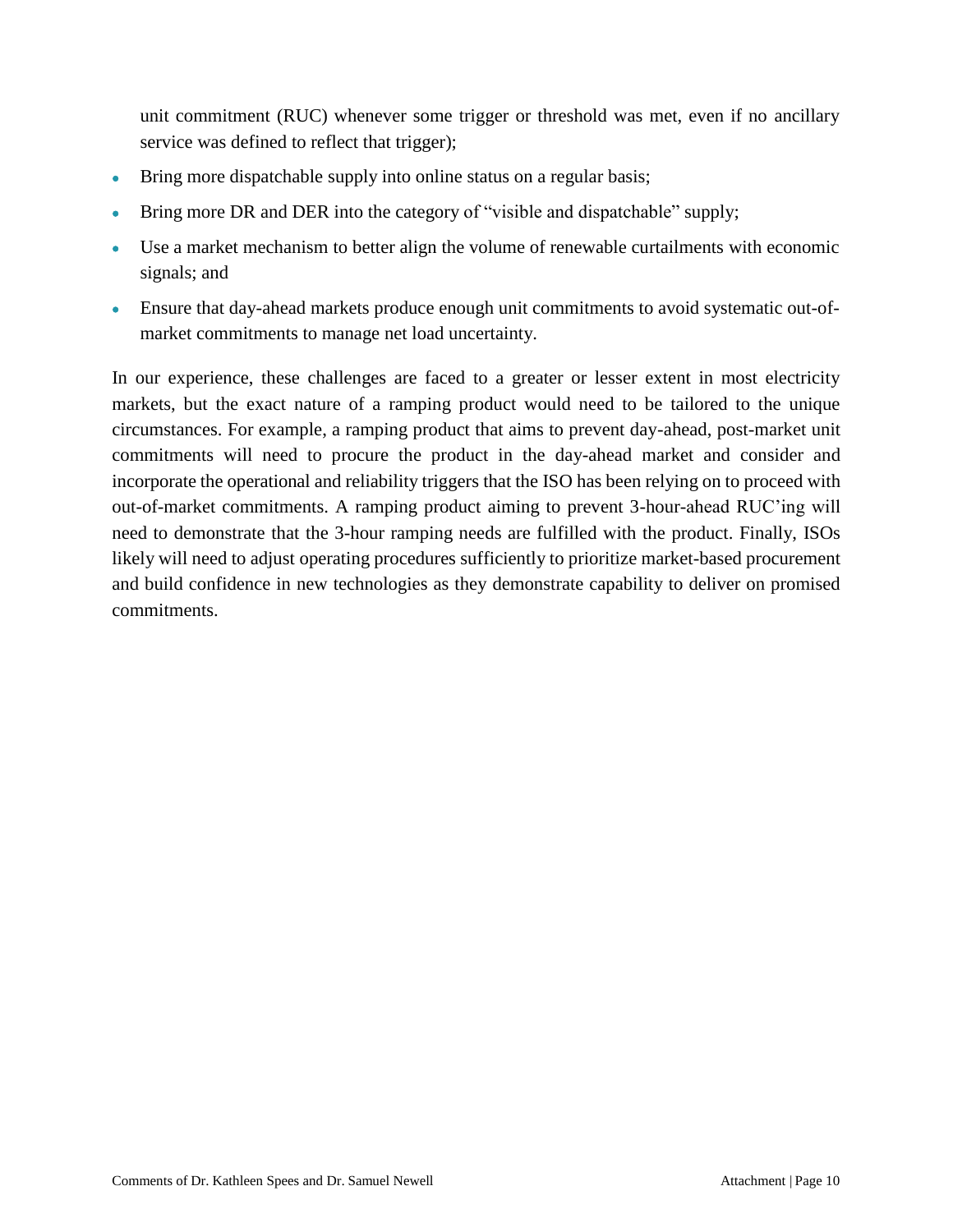unit commitment (RUC) whenever some trigger or threshold was met, even if no ancillary service was defined to reflect that trigger);

- Bring more dispatchable supply into online status on a regular basis;
- Bring more DR and DER into the category of "visible and dispatchable" supply;
- Use a market mechanism to better align the volume of renewable curtailments with economic signals; and
- Ensure that day-ahead markets produce enough unit commitments to avoid systematic out-of-market commitments to manage net load uncertainty.

In our experience, these challenges are faced to a greater or lesser extent in most electricity markets, but the exact nature of a ramping product would need to be tailored to the unique circumstances. For example, a ramping product that aims to prevent day-ahead, post-market unit commitments will need to procure the product in the day-ahead market and consider and incorporate the operational and reliability triggers that the ISO has been relying on to proceed with out-of-market commitments. A ramping product aiming to prevent 3-hour-ahead RUC'ing will need to demonstrate that the 3-hour ramping needs are fulfilled with the product. Finally, ISOs likely will need to adjust operating procedures sufficiently to prioritize market-based procurement and build confidence in new technologies as they demonstrate capability to deliver on promised commitments.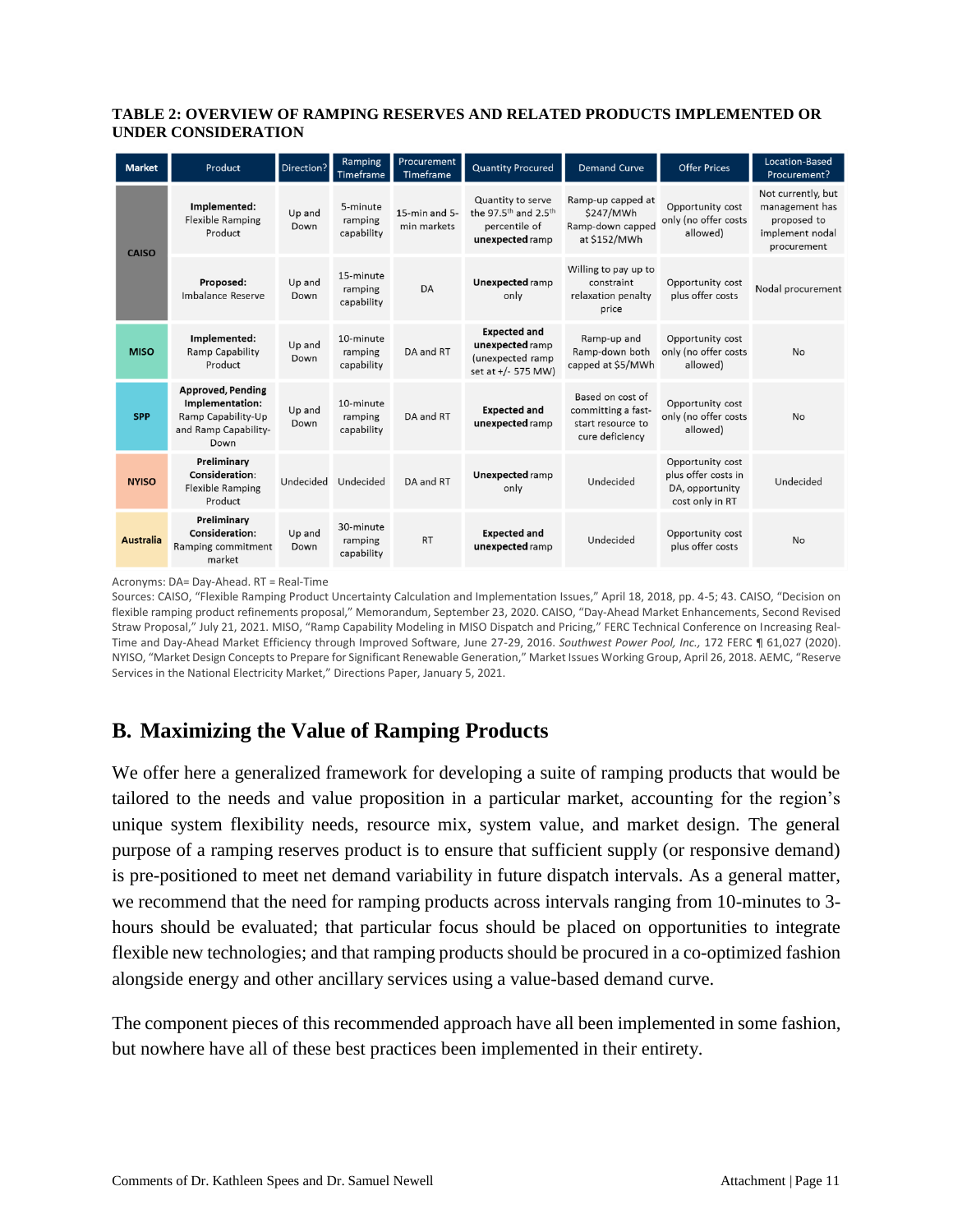**TABLE 2: OVERVIEW OF RAMPING RESERVES AND RELATED PRODUCTS IMPLEMENTED OR UNDER CONSIDERATION**

| Market | Product | Direction? | Ramping Timeframe | Procurement Timeframe | Quantity Procured | Demand Curve | Offer Prices | Location-Based Procurement? |
|---|---|---|---|---|---|---|---|---|
| CAISO | **Implemented:** Flexible Ramping Product | Up and Down | 5-minute ramping capability | 15-min and 5-min markets | Quantity to serve the 97.5th and 2.5th percentile of **unexpected** ramp | Ramp-up capped at $247/MWh Ramp-down capped at $152/MWh | Opportunity cost only (no offer costs allowed) | Not currently, but management has proposed to implement nodal procurement |
| CAISO | **Proposed:** Imbalance Reserve | Up and Down | 15-minute ramping capability | DA | **Unexpected** ramp only | Willing to pay up to constraint relaxation penalty price | Opportunity cost plus offer costs | Nodal procurement |
| MISO | **Implemented:** Ramp Capability Product | Up and Down | 10-minute ramping capability | DA and RT | **Expected and unexpected** ramp (unexpected ramp set at +/- 575 MW) | Ramp-up and Ramp-down both capped at $5/MWh | Opportunity cost only (no offer costs allowed) | No |
| SPP | **Approved, Pending Implementation:** Ramp Capability-Up and Ramp Capability-Down | Up and Down | 10-minute ramping capability | DA and RT | **Expected and unexpected** ramp | Based on cost of committing a fast-start resource to cure deficiency | Opportunity cost only (no offer costs allowed) | No |
| NYISO | **Preliminary Consideration:** Flexible Ramping Product | Undecided | Undecided | DA and RT | **Unexpected** ramp only | Undecided | Opportunity cost plus offer costs in DA, opportunity cost only in RT | Undecided |
| Australia | **Preliminary Consideration:** Ramping commitment market | Up and Down | 30-minute ramping capability | RT | **Expected and unexpected** ramp | Undecided | Opportunity cost plus offer costs | No |

Acronyms: DA= Day-Ahead. RT = Real-Time

Sources: CAISO, "Flexible Ramping Product Uncertainty Calculation and Implementation Issues," April 18, 2018, pp. 4-5; 43. CAISO, "Decision on flexible ramping product refinements proposal," Memorandum, September 23, 2020. CAISO, "Day-Ahead Market Enhancements, Second Revised Straw Proposal," July 21, 2021. MISO, "Ramp Capability Modeling in MISO Dispatch and Pricing," FERC Technical Conference on Increasing Real-Time and Day-Ahead Market Efficiency through Improved Software, June 27-29, 2016. *Southwest Power Pool, Inc.,* 172 FERC ¶ 61,027 (2020). NYISO, "Market Design Concepts to Prepare for Significant Renewable Generation," Market Issues Working Group, April 26, 2018. AEMC, "Reserve Services in the National Electricity Market," Directions Paper, January 5, 2021.

## B. Maximizing the Value of Ramping Products

We offer here a generalized framework for developing a suite of ramping products that would be tailored to the needs and value proposition in a particular market, accounting for the region's unique system flexibility needs, resource mix, system value, and market design. The general purpose of a ramping reserves product is to ensure that sufficient supply (or responsive demand) is pre-positioned to meet net demand variability in future dispatch intervals. As a general matter, we recommend that the need for ramping products across intervals ranging from 10-minutes to 3-hours should be evaluated; that particular focus should be placed on opportunities to integrate flexible new technologies; and that ramping products should be procured in a co-optimized fashion alongside energy and other ancillary services using a value-based demand curve.

The component pieces of this recommended approach have all been implemented in some fashion, but nowhere have all of these best practices been implemented in their entirety.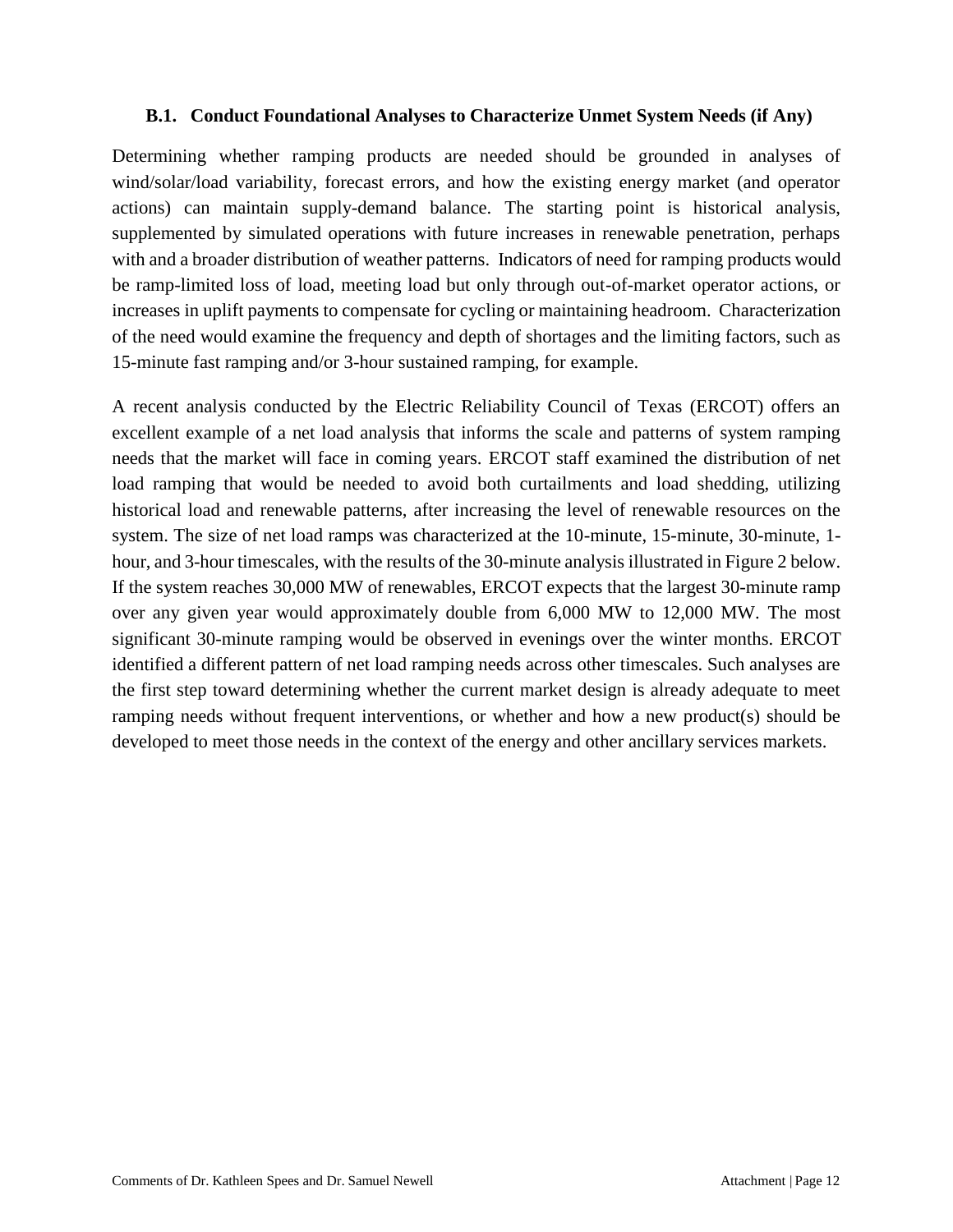### B.1. Conduct Foundational Analyses to Characterize Unmet System Needs (if Any)

Determining whether ramping products are needed should be grounded in analyses of wind/solar/load variability, forecast errors, and how the existing energy market (and operator actions) can maintain supply-demand balance. The starting point is historical analysis, supplemented by simulated operations with future increases in renewable penetration, perhaps with and a broader distribution of weather patterns. Indicators of need for ramping products would be ramp-limited loss of load, meeting load but only through out-of-market operator actions, or increases in uplift payments to compensate for cycling or maintaining headroom. Characterization of the need would examine the frequency and depth of shortages and the limiting factors, such as 15-minute fast ramping and/or 3-hour sustained ramping, for example.

A recent analysis conducted by the Electric Reliability Council of Texas (ERCOT) offers an excellent example of a net load analysis that informs the scale and patterns of system ramping needs that the market will face in coming years. ERCOT staff examined the distribution of net load ramping that would be needed to avoid both curtailments and load shedding, utilizing historical load and renewable patterns, after increasing the level of renewable resources on the system. The size of net load ramps was characterized at the 10-minute, 15-minute, 30-minute, 1-hour, and 3-hour timescales, with the results of the 30-minute analysis illustrated in Figure 2 below. If the system reaches 30,000 MW of renewables, ERCOT expects that the largest 30-minute ramp over any given year would approximately double from 6,000 MW to 12,000 MW. The most significant 30-minute ramping would be observed in evenings over the winter months. ERCOT identified a different pattern of net load ramping needs across other timescales. Such analyses are the first step toward determining whether the current market design is already adequate to meet ramping needs without frequent interventions, or whether and how a new product(s) should be developed to meet those needs in the context of the energy and other ancillary services markets.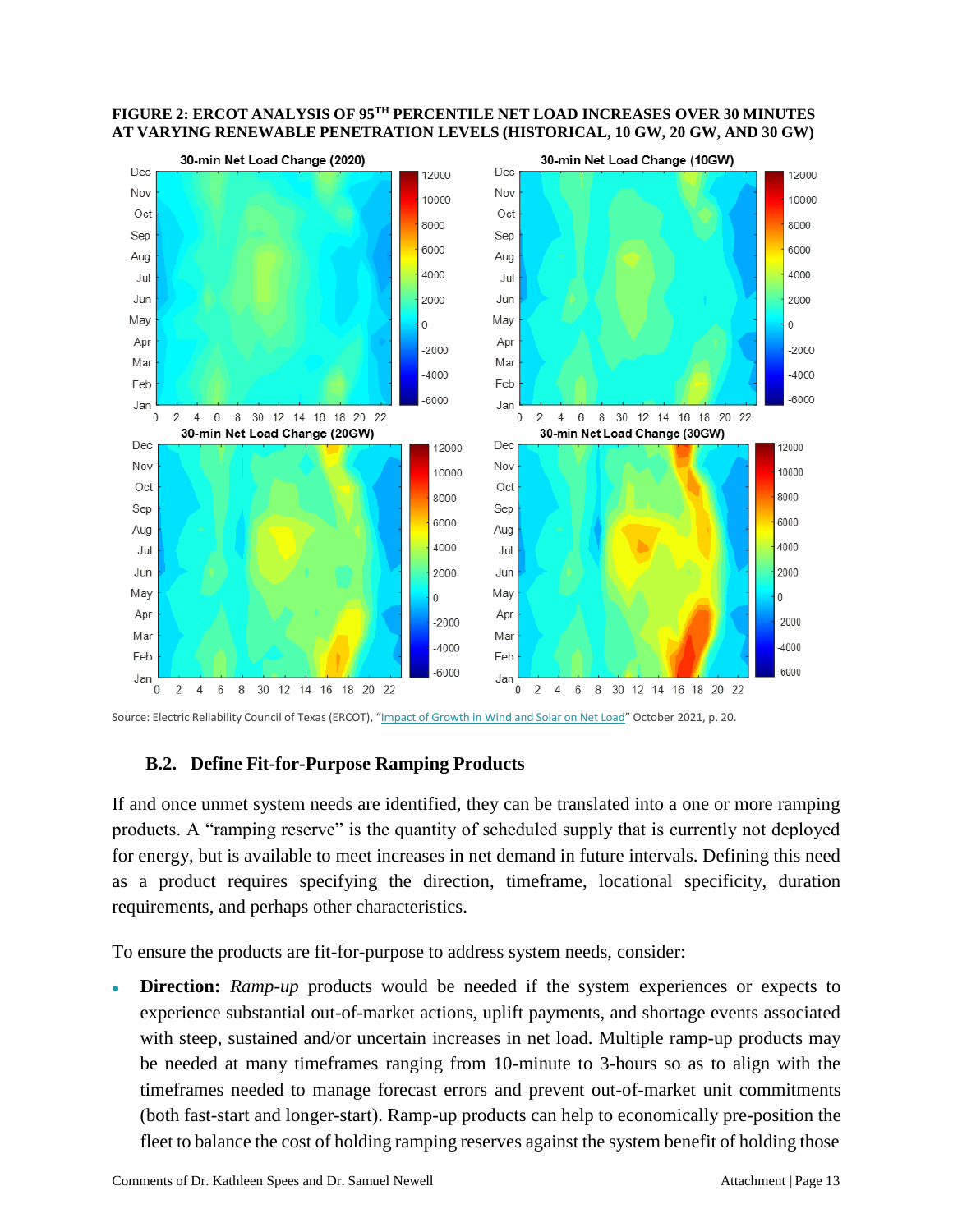**FIGURE 2: ERCOT ANALYSIS OF 95TH PERCENTILE NET LOAD INCREASES OVER 30 MINUTES AT VARYING RENEWABLE PENETRATION LEVELS (HISTORICAL, 10 GW, 20 GW, AND 30 GW)**

Source: Electric Reliability Council of Texas (ERCOT), "Impact of Growth in Wind and Solar on Net Load" October 2021, p. 20.

### B.2. Define Fit-for-Purpose Ramping Products

If and once unmet system needs are identified, they can be translated into a one or more ramping products. A "ramping reserve" is the quantity of scheduled supply that is currently not deployed for energy, but is available to meet increases in net demand in future intervals. Defining this need as a product requires specifying the direction, timeframe, locational specificity, duration requirements, and perhaps other characteristics.

To ensure the products are fit-for-purpose to address system needs, consider:

- **Direction:** *Ramp-up* products would be needed if the system experiences or expects to experience substantial out-of-market actions, uplift payments, and shortage events associated with steep, sustained and/or uncertain increases in net load. Multiple ramp-up products may be needed at many timeframes ranging from 10-minute to 3-hours so as to align with the timeframes needed to manage forecast errors and prevent out-of-market unit commitments (both fast-start and longer-start). Ramp-up products can help to economically pre-position the fleet to balance the cost of holding ramping reserves against the system benefit of holding those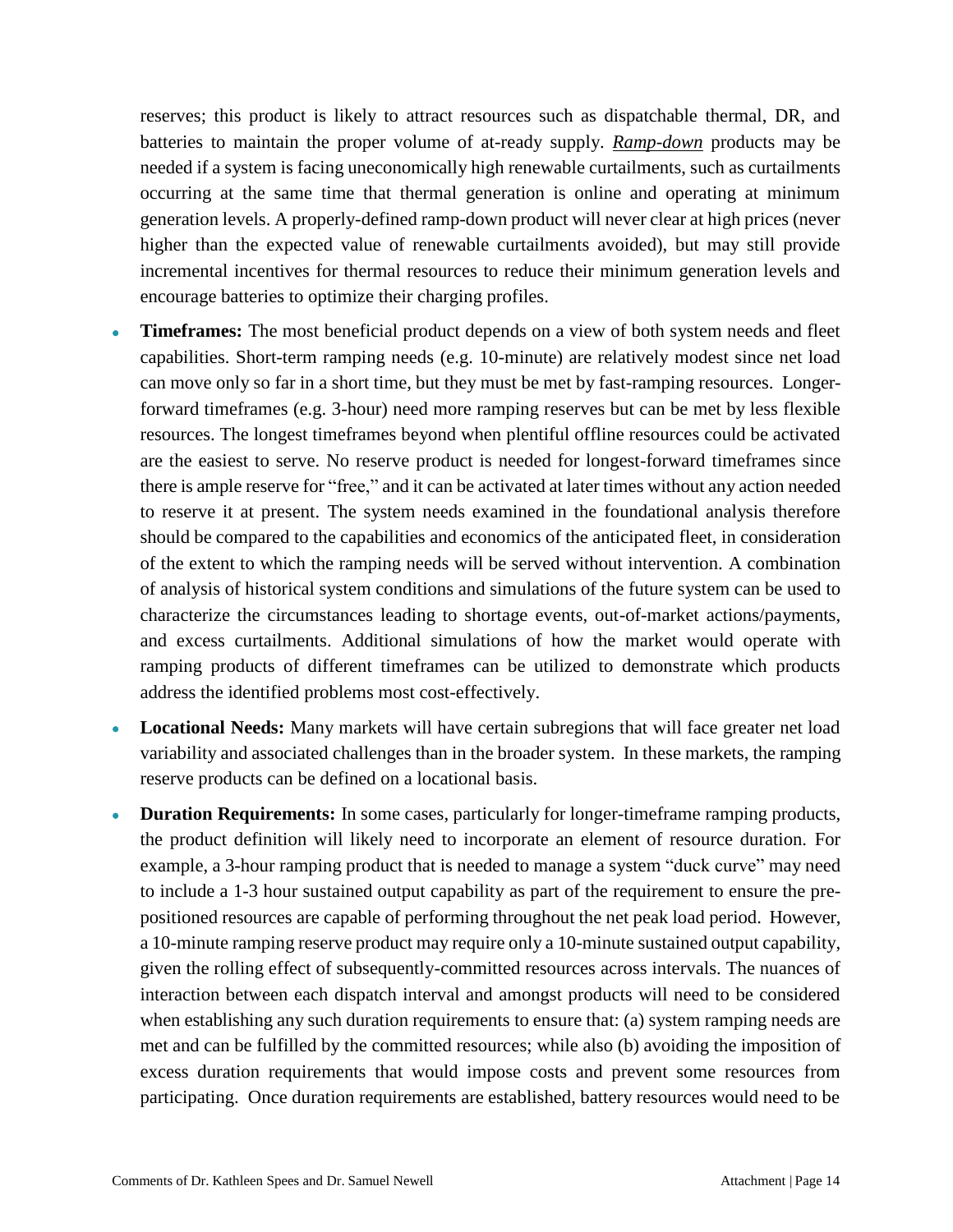reserves; this product is likely to attract resources such as dispatchable thermal, DR, and batteries to maintain the proper volume of at-ready supply. ***Ramp-down*** products may be needed if a system is facing uneconomically high renewable curtailments, such as curtailments occurring at the same time that thermal generation is online and operating at minimum generation levels. A properly-defined ramp-down product will never clear at high prices (never higher than the expected value of renewable curtailments avoided), but may still provide incremental incentives for thermal resources to reduce their minimum generation levels and encourage batteries to optimize their charging profiles.

- **Timeframes:** The most beneficial product depends on a view of both system needs and fleet capabilities. Short-term ramping needs (e.g. 10-minute) are relatively modest since net load can move only so far in a short time, but they must be met by fast-ramping resources. Longer-forward timeframes (e.g. 3-hour) need more ramping reserves but can be met by less flexible resources. The longest timeframes beyond when plentiful offline resources could be activated are the easiest to serve. No reserve product is needed for longest-forward timeframes since there is ample reserve for "free," and it can be activated at later times without any action needed to reserve it at present. The system needs examined in the foundational analysis therefore should be compared to the capabilities and economics of the anticipated fleet, in consideration of the extent to which the ramping needs will be served without intervention. A combination of analysis of historical system conditions and simulations of the future system can be used to characterize the circumstances leading to shortage events, out-of-market actions/payments, and excess curtailments. Additional simulations of how the market would operate with ramping products of different timeframes can be utilized to demonstrate which products address the identified problems most cost-effectively.

- **Locational Needs:** Many markets will have certain subregions that will face greater net load variability and associated challenges than in the broader system. In these markets, the ramping reserve products can be defined on a locational basis.

- **Duration Requirements:** In some cases, particularly for longer-timeframe ramping products, the product definition will likely need to incorporate an element of resource duration. For example, a 3-hour ramping product that is needed to manage a system "duck curve" may need to include a 1-3 hour sustained output capability as part of the requirement to ensure the pre-positioned resources are capable of performing throughout the net peak load period. However, a 10-minute ramping reserve product may require only a 10-minute sustained output capability, given the rolling effect of subsequently-committed resources across intervals. The nuances of interaction between each dispatch interval and amongst products will need to be considered when establishing any such duration requirements to ensure that: (a) system ramping needs are met and can be fulfilled by the committed resources; while also (b) avoiding the imposition of excess duration requirements that would impose costs and prevent some resources from participating. Once duration requirements are established, battery resources would need to be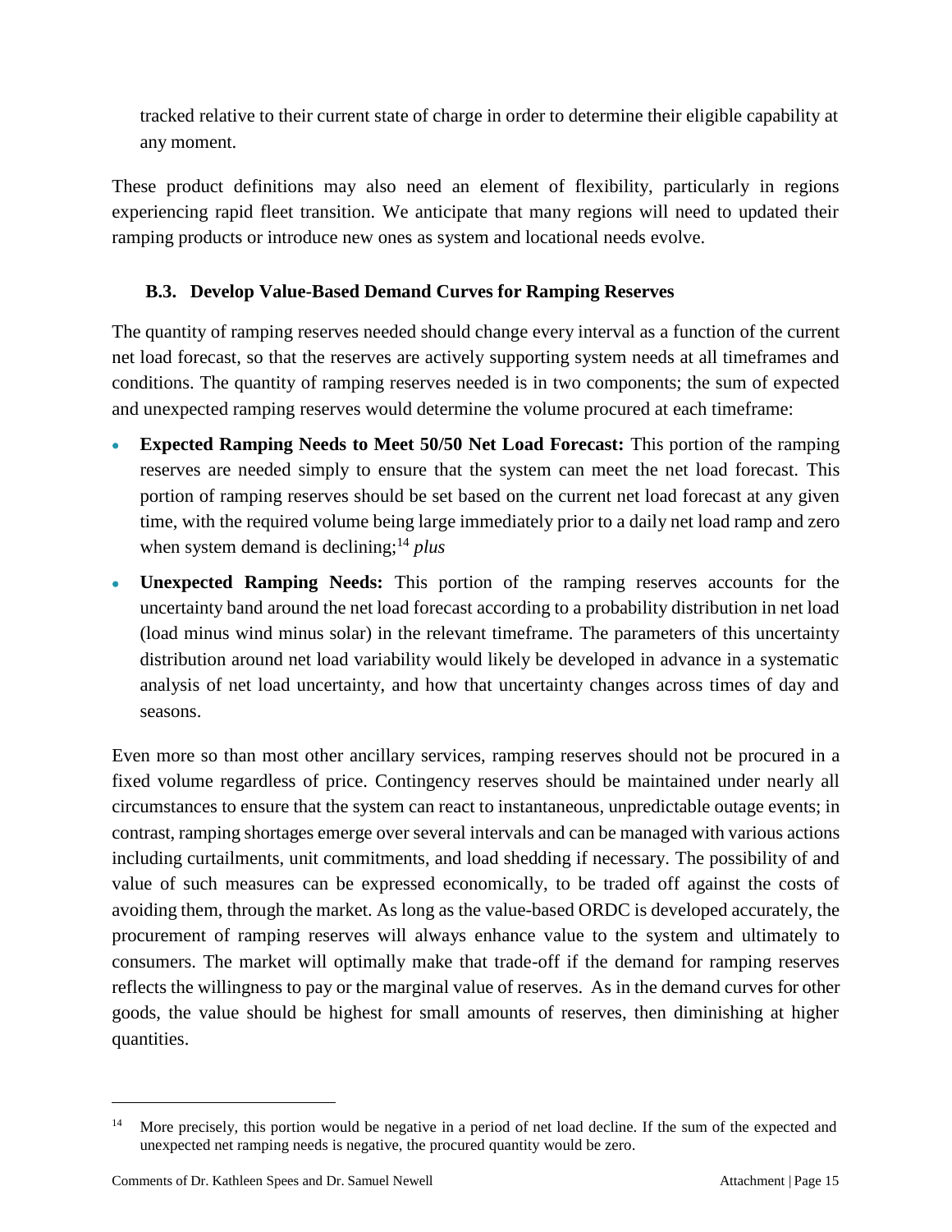tracked relative to their current state of charge in order to determine their eligible capability at any moment.

These product definitions may also need an element of flexibility, particularly in regions experiencing rapid fleet transition. We anticipate that many regions will need to updated their ramping products or introduce new ones as system and locational needs evolve.

### B.3. Develop Value-Based Demand Curves for Ramping Reserves

The quantity of ramping reserves needed should change every interval as a function of the current net load forecast, so that the reserves are actively supporting system needs at all timeframes and conditions. The quantity of ramping reserves needed is in two components; the sum of expected and unexpected ramping reserves would determine the volume procured at each timeframe:

- **Expected Ramping Needs to Meet 50/50 Net Load Forecast:** This portion of the ramping reserves are needed simply to ensure that the system can meet the net load forecast. This portion of ramping reserves should be set based on the current net load forecast at any given time, with the required volume being large immediately prior to a daily net load ramp and zero when system demand is declining;[14] *plus*
- **Unexpected Ramping Needs:** This portion of the ramping reserves accounts for the uncertainty band around the net load forecast according to a probability distribution in net load (load minus wind minus solar) in the relevant timeframe. The parameters of this uncertainty distribution around net load variability would likely be developed in advance in a systematic analysis of net load uncertainty, and how that uncertainty changes across times of day and seasons.

Even more so than most other ancillary services, ramping reserves should not be procured in a fixed volume regardless of price. Contingency reserves should be maintained under nearly all circumstances to ensure that the system can react to instantaneous, unpredictable outage events; in contrast, ramping shortages emerge over several intervals and can be managed with various actions including curtailments, unit commitments, and load shedding if necessary. The possibility of and value of such measures can be expressed economically, to be traded off against the costs of avoiding them, through the market. As long as the value-based ORDC is developed accurately, the procurement of ramping reserves will always enhance value to the system and ultimately to consumers. The market will optimally make that trade-off if the demand for ramping reserves reflects the willingness to pay or the marginal value of reserves. As in the demand curves for other goods, the value should be highest for small amounts of reserves, then diminishing at higher quantities.

---

[14] More precisely, this portion would be negative in a period of net load decline. If the sum of the expected and unexpected net ramping needs is negative, the procured quantity would be zero.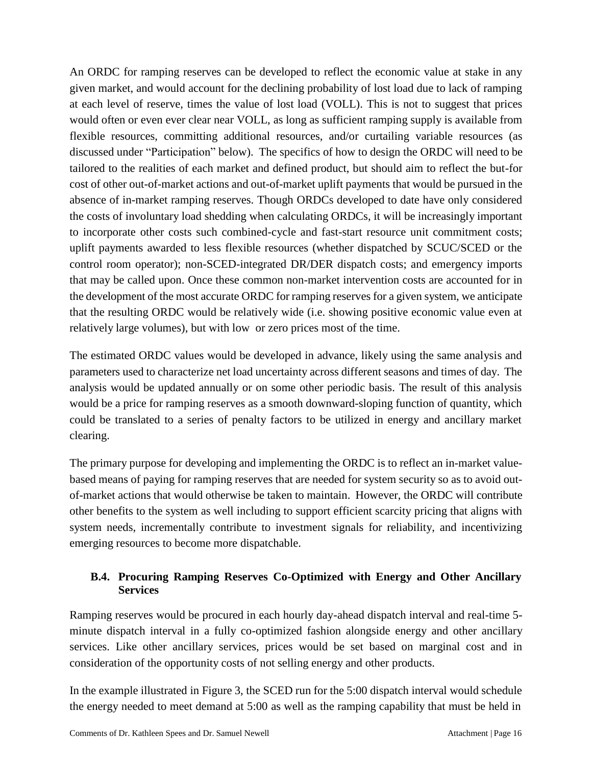An ORDC for ramping reserves can be developed to reflect the economic value at stake in any given market, and would account for the declining probability of lost load due to lack of ramping at each level of reserve, times the value of lost load (VOLL). This is not to suggest that prices would often or even ever clear near VOLL, as long as sufficient ramping supply is available from flexible resources, committing additional resources, and/or curtailing variable resources (as discussed under "Participation" below). The specifics of how to design the ORDC will need to be tailored to the realities of each market and defined product, but should aim to reflect the but-for cost of other out-of-market actions and out-of-market uplift payments that would be pursued in the absence of in-market ramping reserves. Though ORDCs developed to date have only considered the costs of involuntary load shedding when calculating ORDCs, it will be increasingly important to incorporate other costs such combined-cycle and fast-start resource unit commitment costs; uplift payments awarded to less flexible resources (whether dispatched by SCUC/SCED or the control room operator); non-SCED-integrated DR/DER dispatch costs; and emergency imports that may be called upon. Once these common non-market intervention costs are accounted for in the development of the most accurate ORDC for ramping reserves for a given system, we anticipate that the resulting ORDC would be relatively wide (i.e. showing positive economic value even at relatively large volumes), but with low or zero prices most of the time.

The estimated ORDC values would be developed in advance, likely using the same analysis and parameters used to characterize net load uncertainty across different seasons and times of day. The analysis would be updated annually or on some other periodic basis. The result of this analysis would be a price for ramping reserves as a smooth downward-sloping function of quantity, which could be translated to a series of penalty factors to be utilized in energy and ancillary market clearing.

The primary purpose for developing and implementing the ORDC is to reflect an in-market value-based means of paying for ramping reserves that are needed for system security so as to avoid out-of-market actions that would otherwise be taken to maintain. However, the ORDC will contribute other benefits to the system as well including to support efficient scarcity pricing that aligns with system needs, incrementally contribute to investment signals for reliability, and incentivizing emerging resources to become more dispatchable.

### B.4. Procuring Ramping Reserves Co-Optimized with Energy and Other Ancillary Services

Ramping reserves would be procured in each hourly day-ahead dispatch interval and real-time 5-minute dispatch interval in a fully co-optimized fashion alongside energy and other ancillary services. Like other ancillary services, prices would be set based on marginal cost and in consideration of the opportunity costs of not selling energy and other products.

In the example illustrated in Figure 3, the SCED run for the 5:00 dispatch interval would schedule the energy needed to meet demand at 5:00 as well as the ramping capability that must be held in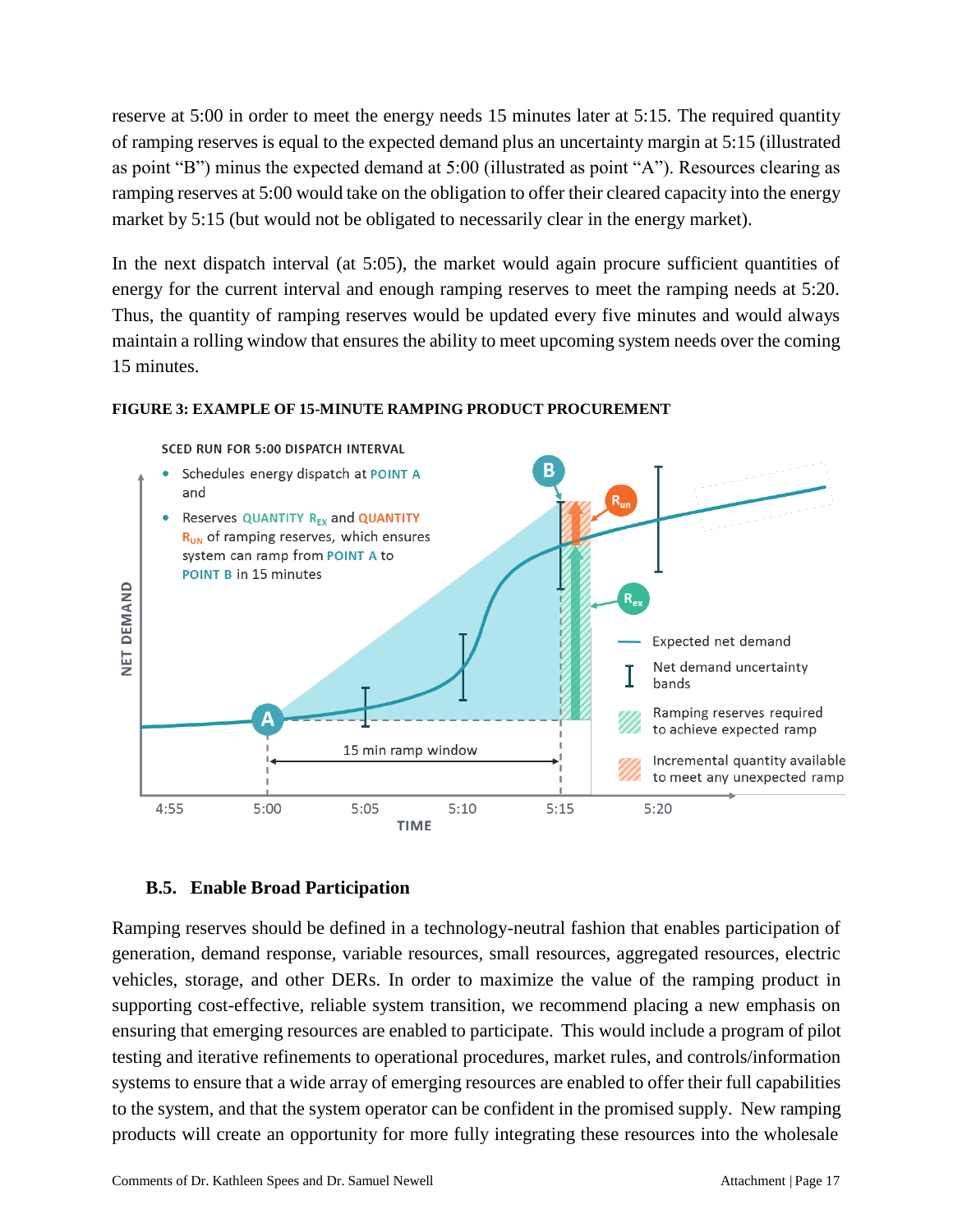reserve at 5:00 in order to meet the energy needs 15 minutes later at 5:15. The required quantity of ramping reserves is equal to the expected demand plus an uncertainty margin at 5:15 (illustrated as point "B") minus the expected demand at 5:00 (illustrated as point "A"). Resources clearing as ramping reserves at 5:00 would take on the obligation to offer their cleared capacity into the energy market by 5:15 (but would not be obligated to necessarily clear in the energy market).

In the next dispatch interval (at 5:05), the market would again procure sufficient quantities of energy for the current interval and enough ramping reserves to meet the ramping needs at 5:20. Thus, the quantity of ramping reserves would be updated every five minutes and would always maintain a rolling window that ensures the ability to meet upcoming system needs over the coming 15 minutes.

**FIGURE 3: EXAMPLE OF 15-MINUTE RAMPING PRODUCT PROCUREMENT**

SCED RUN FOR 5:00 DISPATCH INTERVAL

- Schedules energy dispatch at POINT A and
- Reserves QUANTITY $R_{EX}$ and QUANTITY $R_{UN}$ of ramping reserves, which ensures system can ramp from POINT A to POINT B in 15 minutes

### B.5. Enable Broad Participation

Ramping reserves should be defined in a technology-neutral fashion that enables participation of generation, demand response, variable resources, small resources, aggregated resources, electric vehicles, storage, and other DERs. In order to maximize the value of the ramping product in supporting cost-effective, reliable system transition, we recommend placing a new emphasis on ensuring that emerging resources are enabled to participate. This would include a program of pilot testing and iterative refinements to operational procedures, market rules, and controls/information systems to ensure that a wide array of emerging resources are enabled to offer their full capabilities to the system, and that the system operator can be confident in the promised supply. New ramping products will create an opportunity for more fully integrating these resources into the wholesale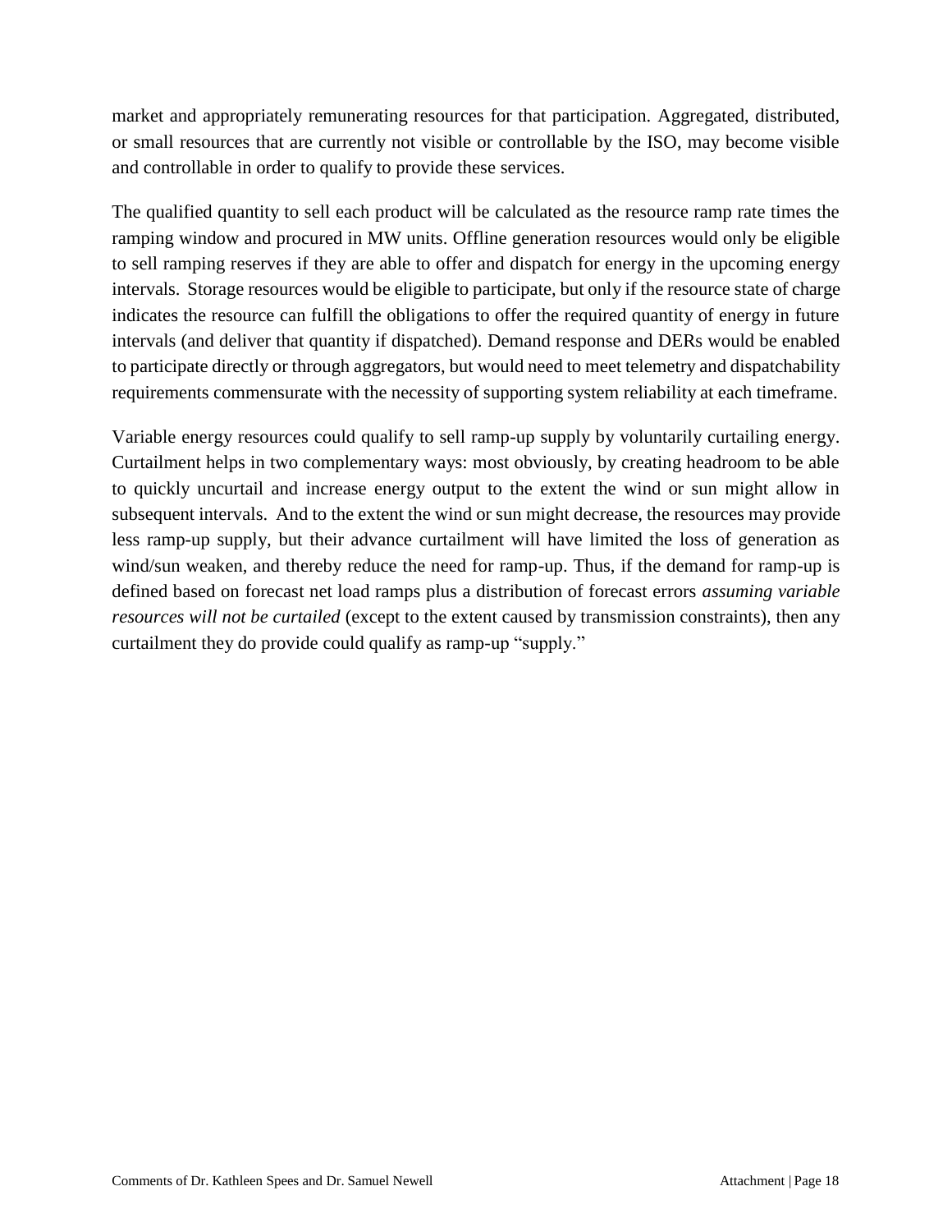market and appropriately remunerating resources for that participation. Aggregated, distributed, or small resources that are currently not visible or controllable by the ISO, may become visible and controllable in order to qualify to provide these services.

The qualified quantity to sell each product will be calculated as the resource ramp rate times the ramping window and procured in MW units. Offline generation resources would only be eligible to sell ramping reserves if they are able to offer and dispatch for energy in the upcoming energy intervals. Storage resources would be eligible to participate, but only if the resource state of charge indicates the resource can fulfill the obligations to offer the required quantity of energy in future intervals (and deliver that quantity if dispatched). Demand response and DERs would be enabled to participate directly or through aggregators, but would need to meet telemetry and dispatchability requirements commensurate with the necessity of supporting system reliability at each timeframe.

Variable energy resources could qualify to sell ramp-up supply by voluntarily curtailing energy. Curtailment helps in two complementary ways: most obviously, by creating headroom to be able to quickly uncurtail and increase energy output to the extent the wind or sun might allow in subsequent intervals. And to the extent the wind or sun might decrease, the resources may provide less ramp-up supply, but their advance curtailment will have limited the loss of generation as wind/sun weaken, and thereby reduce the need for ramp-up. Thus, if the demand for ramp-up is defined based on forecast net load ramps plus a distribution of forecast errors *assuming variable resources will not be curtailed* (except to the extent caused by transmission constraints), then any curtailment they do provide could qualify as ramp-up "supply."